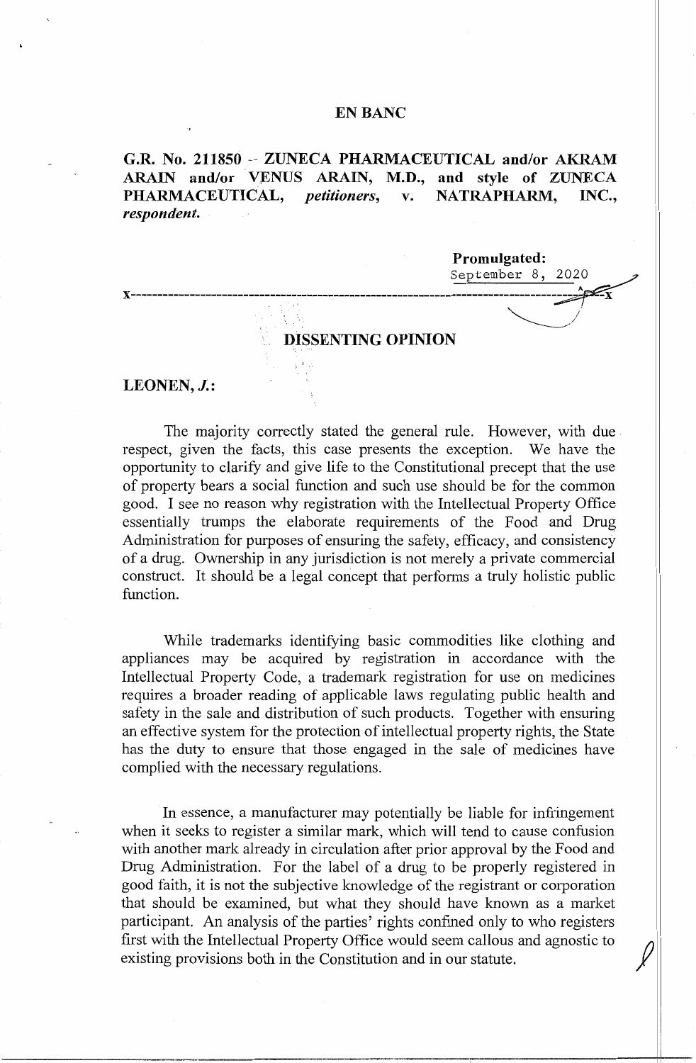**EN BANC**

**G.R. No. 211850 -- ZUNECA PHARMACEUTICAL and/or AKRAM ARAIN and/or VENUS ARAIN, M.D., and style of ZUNECA PHARMACEUTICAL,** *petitioners*, **v. NATRAPHARM, INC.,** *respondent.*

**Promulgated:**
September 8, 2020

x-----------------------------------------------------------------------------------------x

## DISSENTING OPINION

**LEONEN, *J.*:**

The majority correctly stated the general rule. However, with due respect, given the facts, this case presents the exception. We have the opportunity to clarify and give life to the Constitutional precept that the use of property bears a social function and such use should be for the common good. I see no reason why registration with the Intellectual Property Office essentially trumps the elaborate requirements of the Food and Drug Administration for purposes of ensuring the safety, efficacy, and consistency of a drug. Ownership in any jurisdiction is not merely a private commercial construct. It should be a legal concept that performs a truly holistic public function.

While trademarks identifying basic commodities like clothing and appliances may be acquired by registration in accordance with the Intellectual Property Code, a trademark registration for use on medicines requires a broader reading of applicable laws regulating public health and safety in the sale and distribution of such products. Together with ensuring an effective system for the protection of intellectual property rights, the State has the duty to ensure that those engaged in the sale of medicines have complied with the necessary regulations.

In essence, a manufacturer may potentially be liable for infringement when it seeks to register a similar mark, which will tend to cause confusion with another mark already in circulation after prior approval by the Food and Drug Administration. For the label of a drug to be properly registered in good faith, it is not the subjective knowledge of the registrant or corporation that should be examined, but what they should have known as a market participant. An analysis of the parties' rights confined only to who registers first with the Intellectual Property Office would seem callous and agnostic to existing provisions both in the Constitution and in our statute.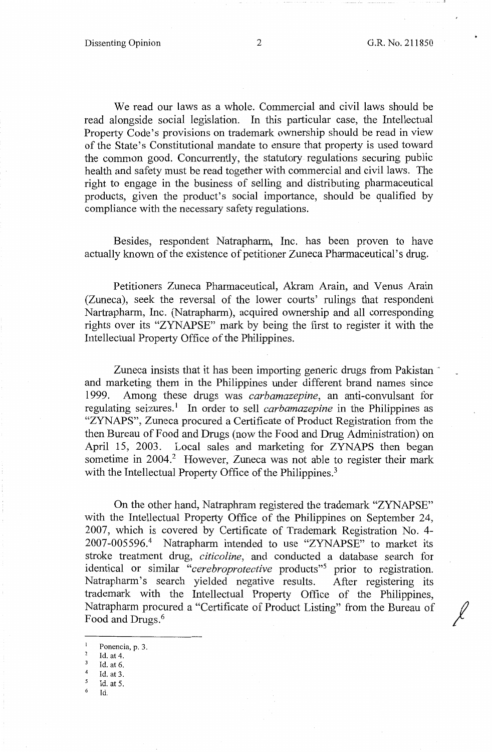We read our laws as a whole. Commercial and civil laws should be read alongside social legislation. In this particular case, the Intellectual Property Code's provisions on trademark ownership should be read in view of the State's Constitutional mandate to ensure that property is used toward the common good. Concurrently, the statutory regulations securing public health and safety must be read together with commercial and civil laws. The right to engage in the business of selling and distributing pharmaceutical products, given the product's social importance, should be qualified by compliance with the necessary safety regulations.

Besides, respondent Natrapharm, Inc. has been proven to have actually known of the existence of petitioner Zuneca Pharmaceutical's drug.

Petitioners Zuneca Pharmaceutical, Akram Arain, and Venus Arain (Zuneca), seek the reversal of the lower courts' rulings that respondent Nartrapharm, Inc. (Natrapharm), acquired ownership and all corresponding rights over its "ZYNAPSE" mark by being the first to register it with the Intellectual Property Office of the Philippines.

Zuneca insists that it has been importing generic drugs from Pakistan and marketing them in the Philippines under different brand names since 1999. Among these drugs was *carbamazepine*, an anti-convulsant for regulating seizures.[1] In order to sell *carbamazepine* in the Philippines as "ZYNAPS", Zuneca procured a Certificate of Product Registration from the then Bureau of Food and Drugs (now the Food and Drug Administration) on April 15, 2003. Local sales and marketing for ZYNAPS then began sometime in 2004.[2] However, Zuneca was not able to register their mark with the Intellectual Property Office of the Philippines.[3]

On the other hand, Natraphram registered the trademark "ZYNAPSE" with the Intellectual Property Office of the Philippines on September 24, 2007, which is covered by Certificate of Trademark Registration No. 4-2007-005596.[4] Natrapharm intended to use "ZYNAPSE" to market its stroke treatment drug, *citicoline*, and conducted a database search for identical or similar "*cerebroprotective* products"[5] prior to registration. Natrapharm's search yielded negative results. After registering its trademark with the Intellectual Property Office of the Philippines, Natrapharm procured a "Certificate of Product Listing" from the Bureau of Food and Drugs.[6]

---

[1] Ponencia, p. 3.

[2] Id. at 4.

[3] Id. at 6.

[4] Id. at 3.

[5] Id. at 5.

[6] Id.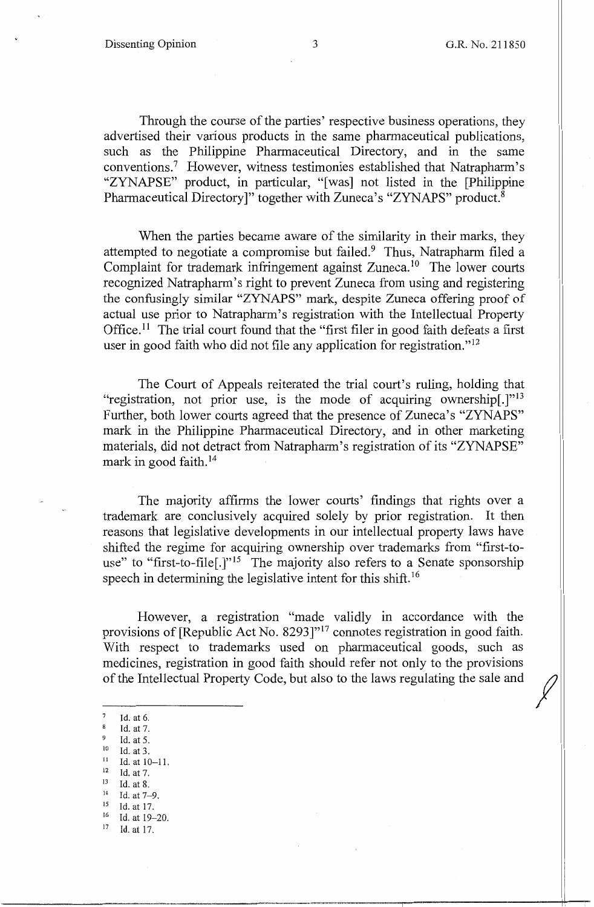Through the course of the parties' respective business operations, they advertised their various products in the same pharmaceutical publications, such as the Philippine Pharmaceutical Directory, and in the same conventions.[7] However, witness testimonies established that Natrapharm's "ZYNAPSE" product, in particular, "[was] not listed in the [Philippine Pharmaceutical Directory]" together with Zuneca's "ZYNAPS" product.[8]

When the parties became aware of the similarity in their marks, they attempted to negotiate a compromise but failed.[9] Thus, Natrapharm filed a Complaint for trademark infringement against Zuneca.[10] The lower courts recognized Natrapharm's right to prevent Zuneca from using and registering the confusingly similar "ZYNAPS" mark, despite Zuneca offering proof of actual use prior to Natrapharm's registration with the Intellectual Property Office.[11] The trial court found that the "first filer in good faith defeats a first user in good faith who did not file any application for registration."[12]

The Court of Appeals reiterated the trial court's ruling, holding that "registration, not prior use, is the mode of acquiring ownership[.]"[13] Further, both lower courts agreed that the presence of Zuneca's "ZYNAPS" mark in the Philippine Pharmaceutical Directory, and in other marketing materials, did not detract from Natrapharm's registration of its "ZYNAPSE" mark in good faith.[14]

The majority affirms the lower courts' findings that rights over a trademark are conclusively acquired solely by prior registration. It then reasons that legislative developments in our intellectual property laws have shifted the regime for acquiring ownership over trademarks from "first-to-use" to "first-to-file[.]"[15] The majority also refers to a Senate sponsorship speech in determining the legislative intent for this shift.[16]

However, a registration "made validly in accordance with the provisions of [Republic Act No. 8293]"[17] connotes registration in good faith. With respect to trademarks used on pharmaceutical goods, such as medicines, registration in good faith should refer not only to the provisions of the Intellectual Property Code, but also to the laws regulating the sale and

---

[7] Id. at 6.
[8] Id. at 7.
[9] Id. at 5.
[10] Id. at 3.
[11] Id. at 10–11.
[12] Id. at 7.
[13] Id. at 8.
[14] Id. at 7–9.
[15] Id. at 17.
[16] Id. at 19–20.
[17] Id. at 17.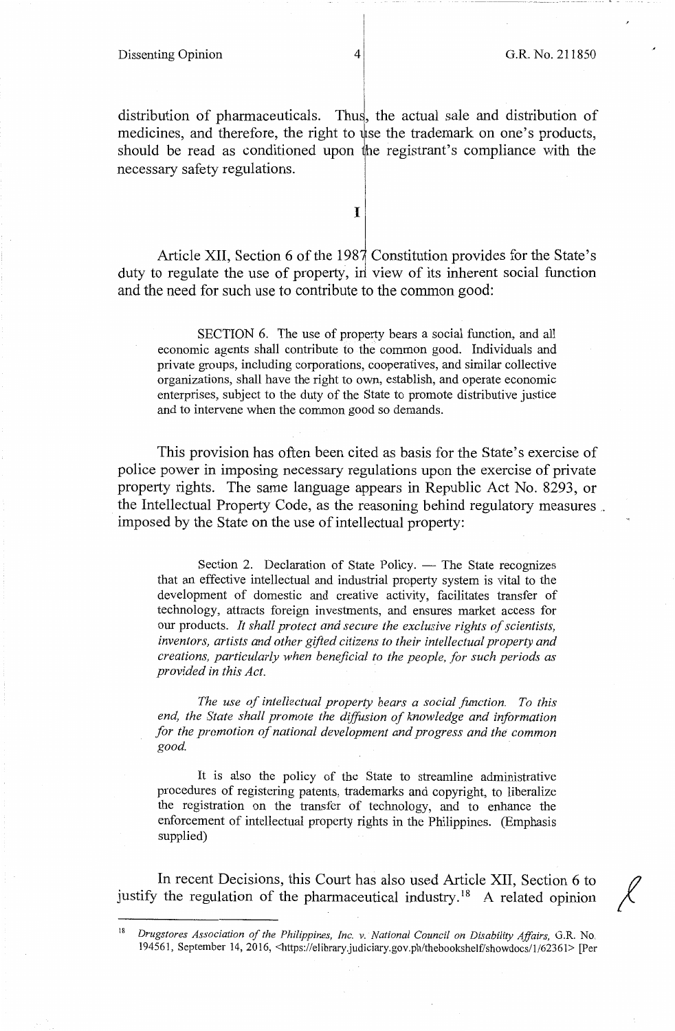distribution of pharmaceuticals. Thus, the actual sale and distribution of medicines, and therefore, the right to use the trademark on one's products, should be read as conditioned upon the registrant's compliance with the necessary safety regulations.

## I

Article XII, Section 6 of the 1987 Constitution provides for the State's duty to regulate the use of property, in view of its inherent social function and the need for such use to contribute to the common good:

> SECTION 6. The use of property bears a social function, and all economic agents shall contribute to the common good. Individuals and private groups, including corporations, cooperatives, and similar collective organizations, shall have the right to own, establish, and operate economic enterprises, subject to the duty of the State to promote distributive justice and to intervene when the common good so demands.

This provision has often been cited as basis for the State's exercise of police power in imposing necessary regulations upon the exercise of private property rights. The same language appears in Republic Act No. 8293, or the Intellectual Property Code, as the reasoning behind regulatory measures imposed by the State on the use of intellectual property:

> Section 2. Declaration of State Policy. — The State recognizes that an effective intellectual and industrial property system is vital to the development of domestic and creative activity, facilitates transfer of technology, attracts foreign investments, and ensures market access for our products. *It shall protect and secure the exclusive rights of scientists, inventors, artists and other gifted citizens to their intellectual property and creations, particularly when beneficial to the people, for such periods as provided in this Act.*
>
> *The use of intellectual property bears a social function. To this end, the State shall promote the diffusion of knowledge and information for the promotion of national development and progress and the common good.*
>
> It is also the policy of the State to streamline administrative procedures of registering patents, trademarks and copyright, to liberalize the registration on the transfer of technology, and to enhance the enforcement of intellectual property rights in the Philippines. (Emphasis supplied)

In recent Decisions, this Court has also used Article XII, Section 6 to justify the regulation of the pharmaceutical industry.[18] A related opinion

---

[18] *Drugstores Association of the Philippines, Inc. v. National Council on Disability Affairs*, G.R. No. 194561, September 14, 2016, <https://elibrary.judiciary.gov.ph/thebookshelf/showdocs/1/62361> [Per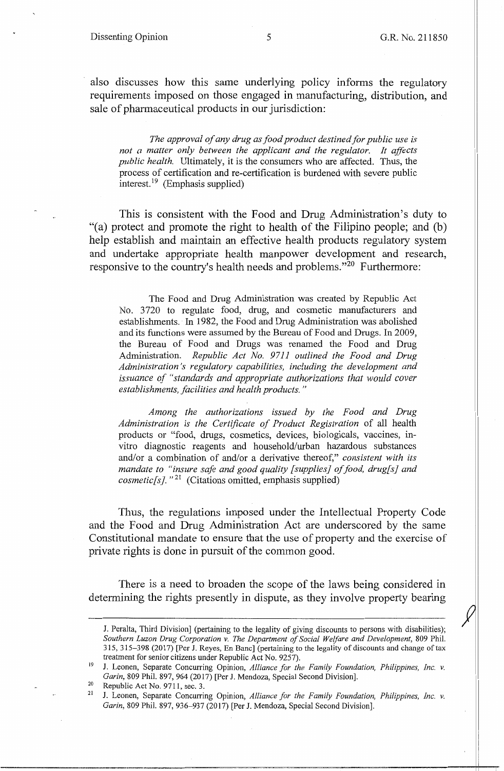also discusses how this same underlying policy informs the regulatory requirements imposed on those engaged in manufacturing, distribution, and sale of pharmaceutical products in our jurisdiction:

> *The approval of any drug as food product destined for public use is not a matter only between the applicant and the regulator. It affects public health.* Ultimately, it is the consumers who are affected. Thus, the process of certification and re-certification is burdened with severe public interest.[19] (Emphasis supplied)

This is consistent with the Food and Drug Administration's duty to "(a) protect and promote the right to health of the Filipino people; and (b) help establish and maintain an effective health products regulatory system and undertake appropriate health manpower development and research, responsive to the country's health needs and problems."[20] Furthermore:

> The Food and Drug Administration was created by Republic Act No. 3720 to regulate food, drug, and cosmetic manufacturers and establishments. In 1982, the Food and Drug Administration was abolished and its functions were assumed by the Bureau of Food and Drugs. In 2009, the Bureau of Food and Drugs was renamed the Food and Drug Administration. *Republic Act No. 9711 outlined the Food and Drug Administration's regulatory capabilities, including the development and issuance of "standards and appropriate authorizations that would cover establishments, facilities and health products."*
>
> *Among the authorizations issued by the Food and Drug Administration is the Certificate of Product Registration* of all health products or "food, drugs, cosmetics, devices, biologicals, vaccines, in-vitro diagnostic reagents and household/urban hazardous substances and/or a combination of and/or a derivative thereof," *consistent with its mandate to "insure safe and good quality [supplies] of food, drug[s] and cosmetic[s]."*[21] (Citations omitted, emphasis supplied)

Thus, the regulations imposed under the Intellectual Property Code and the Food and Drug Administration Act are underscored by the same Constitutional mandate to ensure that the use of property and the exercise of private rights is done in pursuit of the common good.

There is a need to broaden the scope of the laws being considered in determining the rights presently in dispute, as they involve property bearing

---

J. Peralta, Third Division] (pertaining to the legality of giving discounts to persons with disabilities); *Southern Luzon Drug Corporation v. The Department of Social Welfare and Development*, 809 Phil. 315, 315–398 (2017) [Per J. Reyes, En Banc] (pertaining to the legality of discounts and change of tax treatment for senior citizens under Republic Act No. 9257).

[19] J. Leonen, Separate Concurring Opinion, *Alliance for the Family Foundation, Philippines, Inc. v. Garin*, 809 Phil. 897, 964 (2017) [Per J. Mendoza, Special Second Division].

[20] Republic Act No. 9711, sec. 3.

[21] J. Leonen, Separate Concurring Opinion, *Alliance for the Family Foundation, Philippines, Inc. v. Garin*, 809 Phil. 897, 936–937 (2017) [Per J. Mendoza, Special Second Division].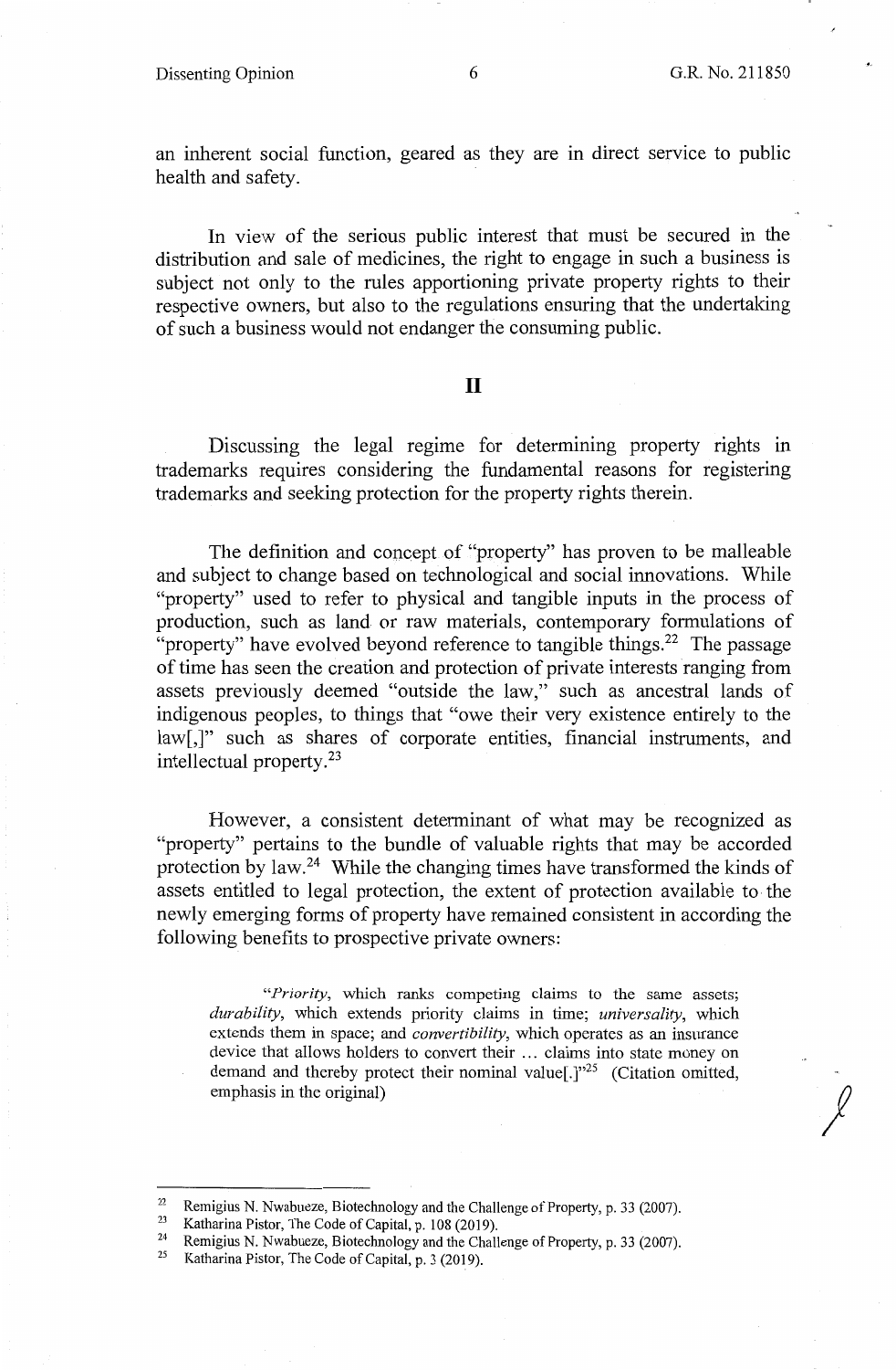an inherent social function, geared as they are in direct service to public health and safety.

In view of the serious public interest that must be secured in the distribution and sale of medicines, the right to engage in such a business is subject not only to the rules apportioning private property rights to their respective owners, but also to the regulations ensuring that the undertaking of such a business would not endanger the consuming public.

## II

Discussing the legal regime for determining property rights in trademarks requires considering the fundamental reasons for registering trademarks and seeking protection for the property rights therein.

The definition and concept of "property" has proven to be malleable and subject to change based on technological and social innovations. While "property" used to refer to physical and tangible inputs in the process of production, such as land or raw materials, contemporary formulations of "property" have evolved beyond reference to tangible things.[22] The passage of time has seen the creation and protection of private interests ranging from assets previously deemed "outside the law," such as ancestral lands of indigenous peoples, to things that "owe their very existence entirely to the law[,]" such as shares of corporate entities, financial instruments, and intellectual property.[23]

However, a consistent determinant of what may be recognized as "property" pertains to the bundle of valuable rights that may be accorded protection by law.[24] While the changing times have transformed the kinds of assets entitled to legal protection, the extent of protection available to the newly emerging forms of property have remained consistent in according the following benefits to prospective private owners:

> "*Priority*, which ranks competing claims to the same assets; *durability*, which extends priority claims in time; *universality*, which extends them in space; and *convertibility*, which operates as an insurance device that allows holders to convert their ... claims into state money on demand and thereby protect their nominal value[.]"[25] (Citation omitted, emphasis in the original)

---

[22] Remigius N. Nwabueze, Biotechnology and the Challenge of Property, p. 33 (2007).

[23] Katharina Pistor, The Code of Capital, p. 108 (2019).

[24] Remigius N. Nwabueze, Biotechnology and the Challenge of Property, p. 33 (2007).

[25] Katharina Pistor, The Code of Capital, p. 3 (2019).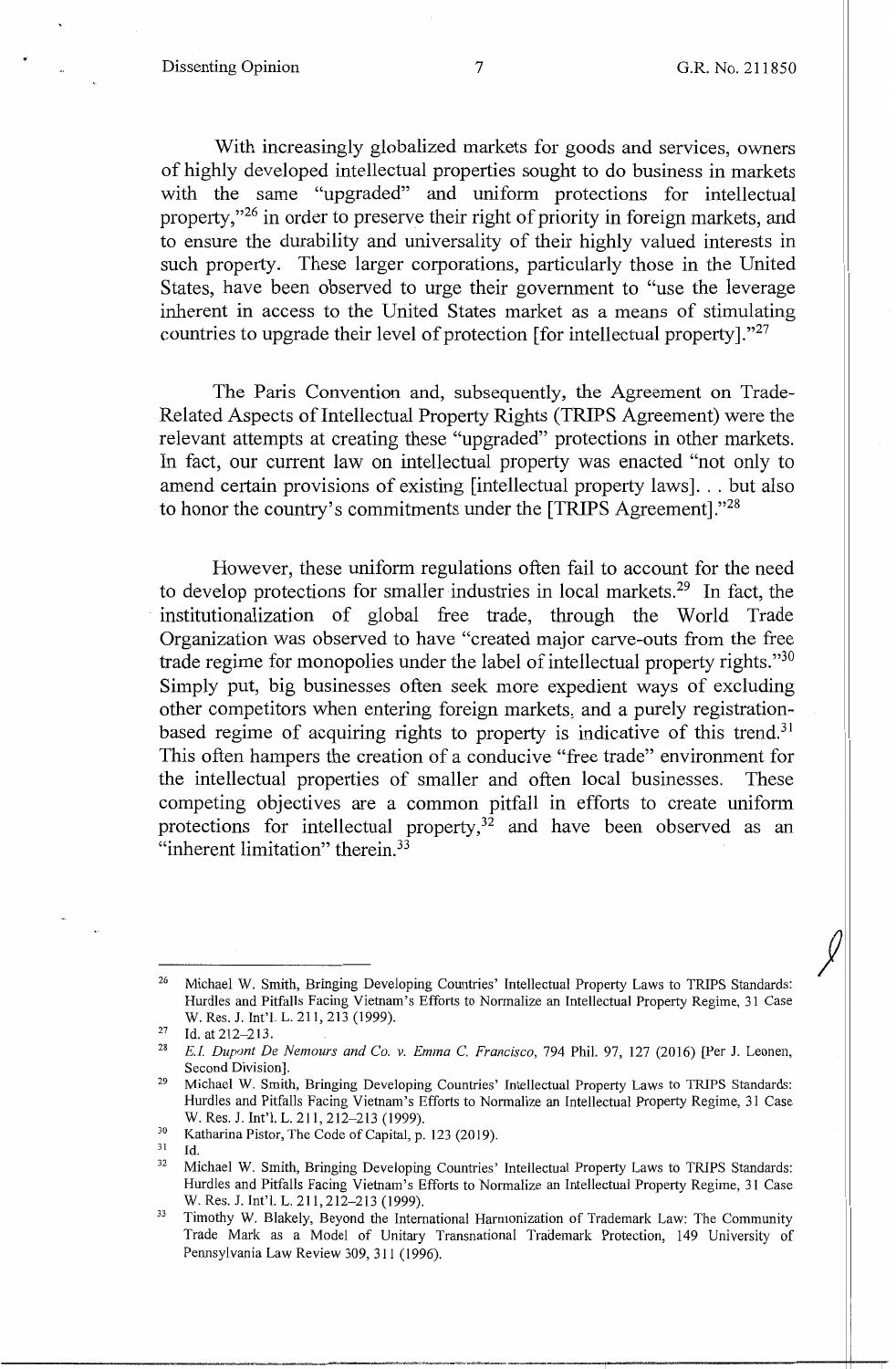With increasingly globalized markets for goods and services, owners of highly developed intellectual properties sought to do business in markets with the same "upgraded" and uniform protections for intellectual property,"[26] in order to preserve their right of priority in foreign markets, and to ensure the durability and universality of their highly valued interests in such property. These larger corporations, particularly those in the United States, have been observed to urge their government to "use the leverage inherent in access to the United States market as a means of stimulating countries to upgrade their level of protection [for intellectual property]."[27]

The Paris Convention and, subsequently, the Agreement on Trade-Related Aspects of Intellectual Property Rights (TRIPS Agreement) were the relevant attempts at creating these "upgraded" protections in other markets. In fact, our current law on intellectual property was enacted "not only to amend certain provisions of existing [intellectual property laws]. . . but also to honor the country's commitments under the [TRIPS Agreement]."[28]

However, these uniform regulations often fail to account for the need to develop protections for smaller industries in local markets.[29] In fact, the institutionalization of global free trade, through the World Trade Organization was observed to have "created major carve-outs from the free trade regime for monopolies under the label of intellectual property rights."[30] Simply put, big businesses often seek more expedient ways of excluding other competitors when entering foreign markets, and a purely registration-based regime of acquiring rights to property is indicative of this trend.[31] This often hampers the creation of a conducive "free trade" environment for the intellectual properties of smaller and often local businesses. These competing objectives are a common pitfall in efforts to create uniform protections for intellectual property,[32] and have been observed as an "inherent limitation" therein.[33]

---

[26] Michael W. Smith, Bringing Developing Countries' Intellectual Property Laws to TRIPS Standards: Hurdles and Pitfalls Facing Vietnam's Efforts to Normalize an Intellectual Property Regime, 31 Case W. Res. J. Int'l. L. 211, 213 (1999).

[27] Id. at 212–213.

[28] *E.I. Dupont De Nemours and Co. v. Emma C. Francisco*, 794 Phil. 97, 127 (2016) [Per J. Leonen, Second Division].

[29] Michael W. Smith, Bringing Developing Countries' Intellectual Property Laws to TRIPS Standards: Hurdles and Pitfalls Facing Vietnam's Efforts to Normalize an Intellectual Property Regime, 31 Case W. Res. J. Int'l. L. 211, 212–213 (1999).

[30] Katharina Pistor, The Code of Capital, p. 123 (2019).

[31] Id.

[32] Michael W. Smith, Bringing Developing Countries' Intellectual Property Laws to TRIPS Standards: Hurdles and Pitfalls Facing Vietnam's Efforts to Normalize an Intellectual Property Regime, 31 Case W. Res. J. Int'l. L. 211, 212–213 (1999).

[33] Timothy W. Blakely, Beyond the International Harmonization of Trademark Law: The Community Trade Mark as a Model of Unitary Transnational Trademark Protection, 149 University of Pennsylvania Law Review 309, 311 (1996).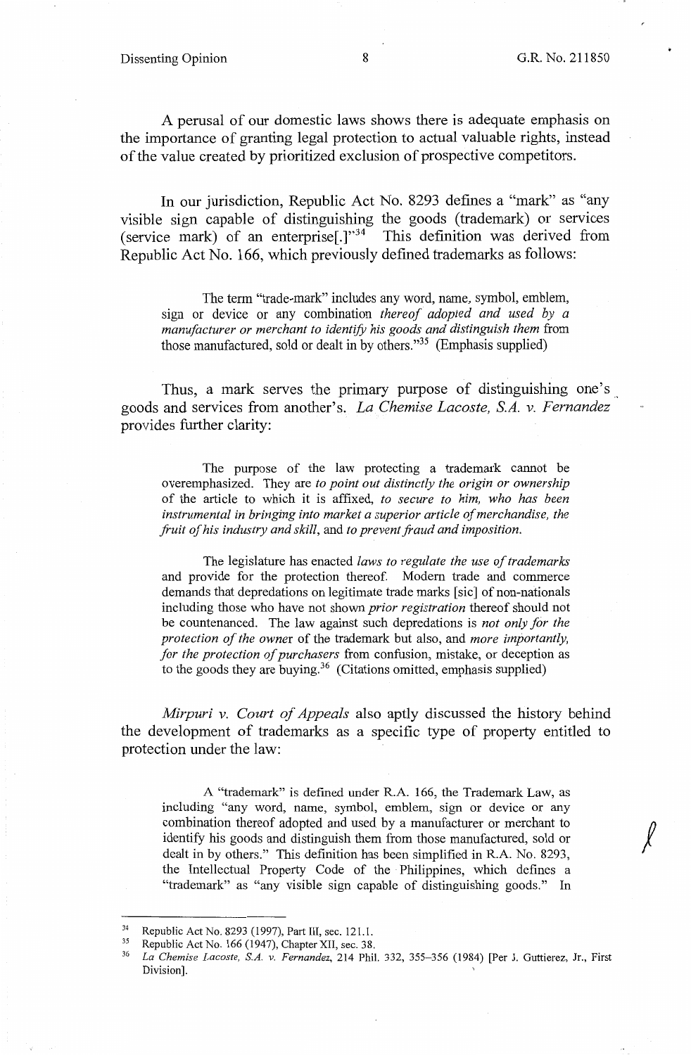A perusal of our domestic laws shows there is adequate emphasis on the importance of granting legal protection to actual valuable rights, instead of the value created by prioritized exclusion of prospective competitors.

In our jurisdiction, Republic Act No. 8293 defines a "mark" as "any visible sign capable of distinguishing the goods (trademark) or services (service mark) of an enterprise[.]"[34] This definition was derived from Republic Act No. 166, which previously defined trademarks as follows:

> The term "trade-mark" includes any word, name, symbol, emblem, sign or device or any combination *thereof adopted and used by a manufacturer or merchant to identify his goods and distinguish them* from those manufactured, sold or dealt in by others."[35] (Emphasis supplied)

Thus, a mark serves the primary purpose of distinguishing one's goods and services from another's. *La Chemise Lacoste, S.A. v. Fernandez* provides further clarity:

> The purpose of the law protecting a trademark cannot be overemphasized. They are *to point out distinctly the origin or ownership* of the article to which it is affixed, *to secure to him, who has been instrumental in bringing into market a superior article of merchandise, the fruit of his industry and skill*, and *to prevent fraud and imposition.*
>
> The legislature has enacted *laws to regulate the use of trademarks* and provide for the protection thereof. Modern trade and commerce demands that depredations on legitimate trade marks [sic] of non-nationals including those who have not shown *prior registration* thereof should not be countenanced. The law against such depredations is *not only for the protection of the owner* of the trademark but also, and *more importantly, for the protection of purchasers* from confusion, mistake, or deception as to the goods they are buying.[36] (Citations omitted, emphasis supplied)

*Mirpuri v. Court of Appeals* also aptly discussed the history behind the development of trademarks as a specific type of property entitled to protection under the law:

> A "trademark" is defined under R.A. 166, the Trademark Law, as including "any word, name, symbol, emblem, sign or device or any combination thereof adopted and used by a manufacturer or merchant to identify his goods and distinguish them from those manufactured, sold or dealt in by others." This definition has been simplified in R.A. No. 8293, the Intellectual Property Code of the Philippines, which defines a "trademark" as "any visible sign capable of distinguishing goods." In

---

[34] Republic Act No. 8293 (1997), Part III, sec. 121.1.

[35] Republic Act No. 166 (1947), Chapter XII, sec. 38.

[36] *La Chemise Lacoste, S.A. v. Fernandez*, 214 Phil. 332, 355–356 (1984) [Per J. Guttierez, Jr., First Division].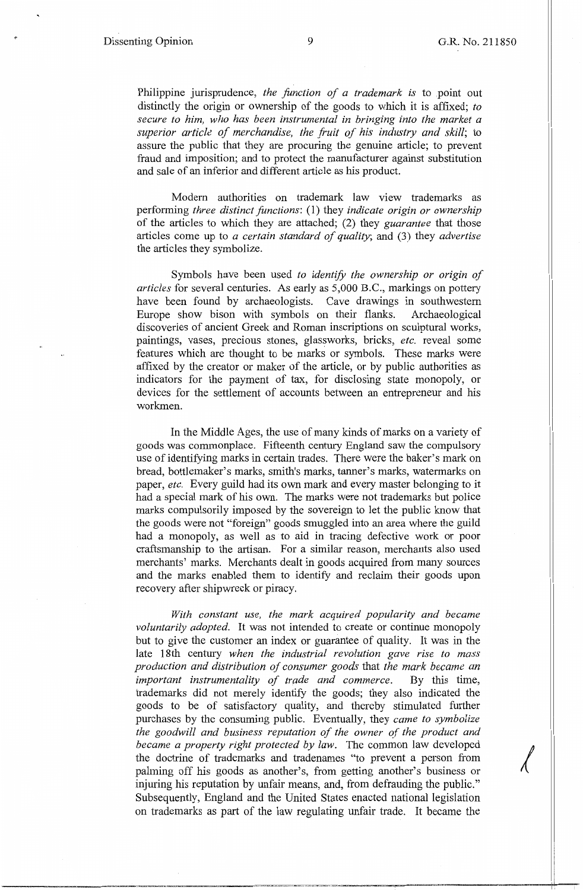Philippine jurisprudence, *the function of a trademark is* to point out distinctly the origin or ownership of the goods to which it is affixed; *to secure to him, who has been instrumental in bringing into the market a superior article of merchandise, the fruit of his industry and skill*; to assure the public that they are procuring the genuine article; to prevent fraud and imposition; and to protect the manufacturer against substitution and sale of an inferior and different article as his product.

Modern authorities on trademark law view trademarks as performing *three distinct functions*: (1) they *indicate origin or ownership* of the articles to which they are attached; (2) they *guarantee* that those articles come up to *a certain standard of quality*; and (3) they *advertise* the articles they symbolize.

Symbols have been used *to identify the ownership or origin of articles* for several centuries. As early as 5,000 B.C., markings on pottery have been found by archaeologists. Cave drawings in southwestern Europe show bison with symbols on their flanks. Archaeological discoveries of ancient Greek and Roman inscriptions on sculptural works, paintings, vases, precious stones, glassworks, bricks, *etc.* reveal some features which are thought to be marks or symbols. These marks were affixed by the creator or maker of the article, or by public authorities as indicators for the payment of tax, for disclosing state monopoly, or devices for the settlement of accounts between an entrepreneur and his workmen.

In the Middle Ages, the use of many kinds of marks on a variety of goods was commonplace. Fifteenth century England saw the compulsory use of identifying marks in certain trades. There were the baker's mark on bread, bottlemaker's marks, smith's marks, tanner's marks, watermarks on paper, *etc.* Every guild had its own mark and every master belonging to it had a special mark of his own. The marks were not trademarks but police marks compulsorily imposed by the sovereign to let the public know that the goods were not "foreign" goods smuggled into an area where the guild had a monopoly, as well as to aid in tracing defective work or poor craftsmanship to the artisan. For a similar reason, merchants also used merchants' marks. Merchants dealt in goods acquired from many sources and the marks enabled them to identify and reclaim their goods upon recovery after shipwreck or piracy.

*With constant use, the mark acquired popularity and became voluntarily adopted.* It was not intended to create or continue monopoly but to give the customer an index or guarantee of quality. It was in the late 18th century *when the industrial revolution gave rise to mass production and distribution of consumer goods* that *the mark became an important instrumentality of trade and commerce.* By this time, trademarks did not merely identify the goods; they also indicated the goods to be of satisfactory quality, and thereby stimulated further purchases by the consuming public. Eventually, they *came to symbolize the goodwill and business reputation of the owner of the product and became a property right protected by law.* The common law developed the doctrine of trademarks and tradenames "to prevent a person from palming off his goods as another's, from getting another's business or injuring his reputation by unfair means, and, from defrauding the public." Subsequently, England and the United States enacted national legislation on trademarks as part of the law regulating unfair trade. It became the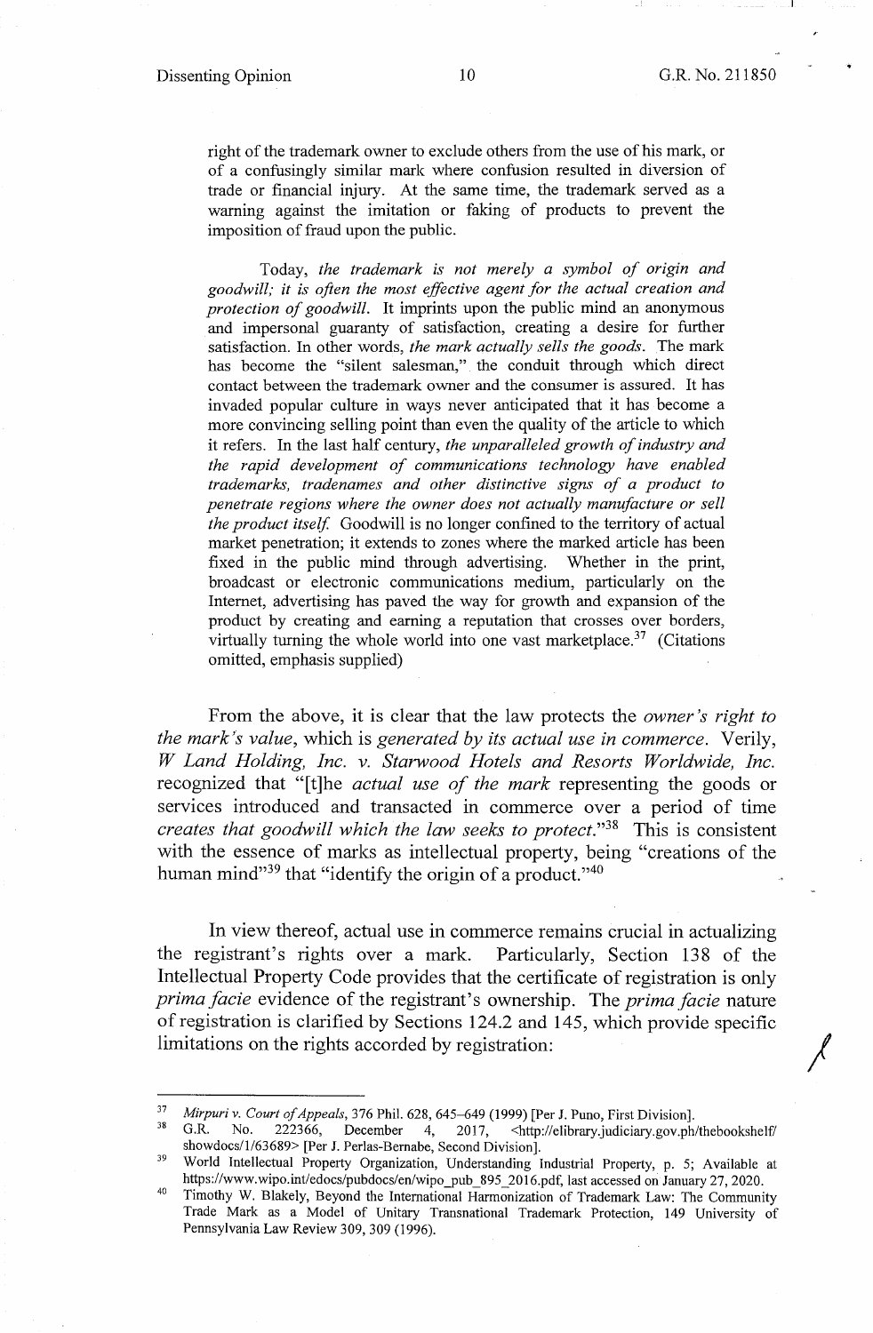right of the trademark owner to exclude others from the use of his mark, or of a confusingly similar mark where confusion resulted in diversion of trade or financial injury. At the same time, the trademark served as a warning against the imitation or faking of products to prevent the imposition of fraud upon the public.

> Today, *the trademark is not merely a symbol of origin and goodwill; it is often the most effective agent for the actual creation and protection of goodwill.* It imprints upon the public mind an anonymous and impersonal guaranty of satisfaction, creating a desire for further satisfaction. In other words, *the mark actually sells the goods.* The mark has become the "silent salesman," the conduit through which direct contact between the trademark owner and the consumer is assured. It has invaded popular culture in ways never anticipated that it has become a more convincing selling point than even the quality of the article to which it refers. In the last half century, *the unparalleled growth of industry and the rapid development of communications technology have enabled trademarks, tradenames and other distinctive signs of a product to penetrate regions where the owner does not actually manufacture or sell the product itself.* Goodwill is no longer confined to the territory of actual market penetration; it extends to zones where the marked article has been fixed in the public mind through advertising. Whether in the print, broadcast or electronic communications medium, particularly on the Internet, advertising has paved the way for growth and expansion of the product by creating and earning a reputation that crosses over borders, virtually turning the whole world into one vast marketplace.[37] (Citations omitted, emphasis supplied)

From the above, it is clear that the law protects the *owner's right to the mark's value*, which is *generated by its actual use in commerce*. Verily, *W Land Holding, Inc. v. Starwood Hotels and Resorts Worldwide, Inc.* recognized that "[t]he *actual use of the mark* representing the goods or services introduced and transacted in commerce over a period of time *creates that goodwill which the law seeks to protect.*"[38] This is consistent with the essence of marks as intellectual property, being "creations of the human mind"[39] that "identify the origin of a product."[40]

In view thereof, actual use in commerce remains crucial in actualizing the registrant's rights over a mark. Particularly, Section 138 of the Intellectual Property Code provides that the certificate of registration is only *prima facie* evidence of the registrant's ownership. The *prima facie* nature of registration is clarified by Sections 124.2 and 145, which provide specific limitations on the rights accorded by registration:

---

[37] *Mirpuri v. Court of Appeals*, 376 Phil. 628, 645–649 (1999) [Per J. Puno, First Division].

[38] G.R. No. 222366, December 4, 2017, <http://elibrary.judiciary.gov.ph/thebookshelf/showdocs/1/63689> [Per J. Perlas-Bernabe, Second Division].

[39] World Intellectual Property Organization, Understanding Industrial Property, p. 5; Available at https://www.wipo.int/edocs/pubdocs/en/wipo_pub_895_2016.pdf, last accessed on January 27, 2020.

[40] Timothy W. Blakely, Beyond the International Harmonization of Trademark Law: The Community Trade Mark as a Model of Unitary Transnational Trademark Protection, 149 University of Pennsylvania Law Review 309, 309 (1996).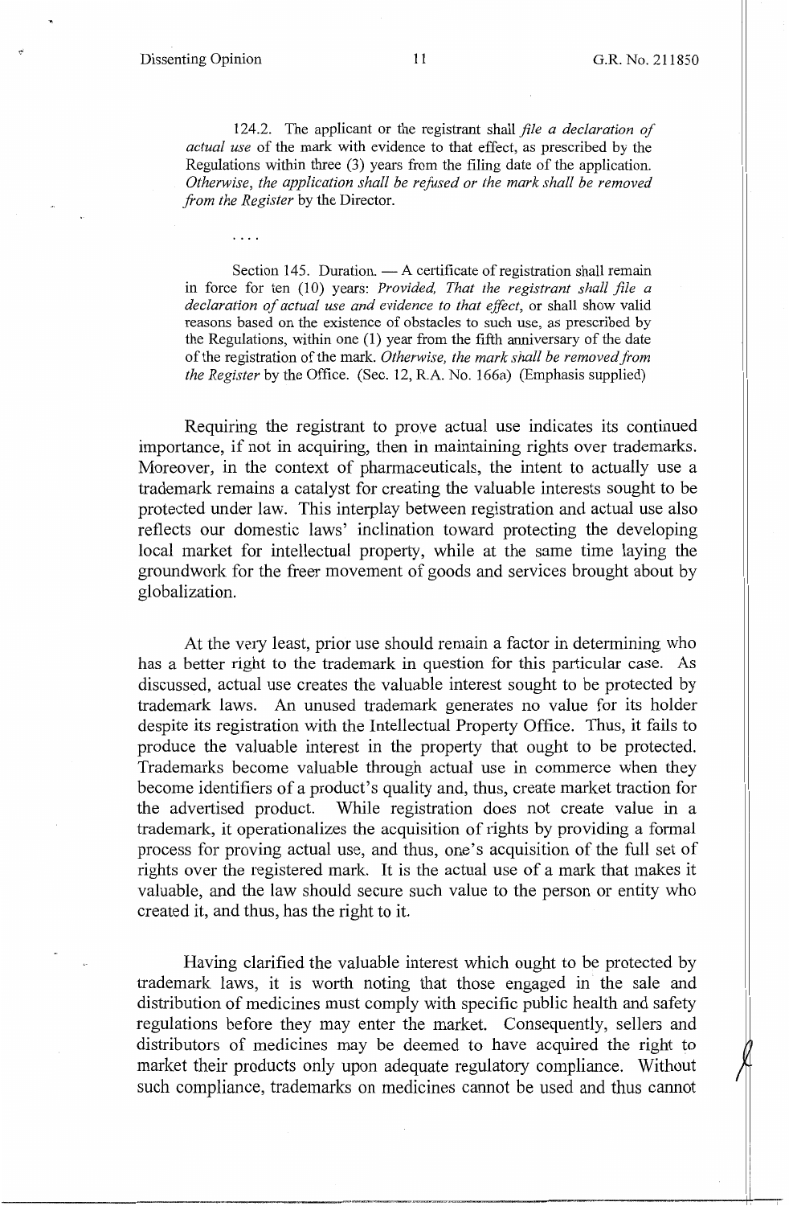124.2. The applicant or the registrant shall *file a declaration of actual use* of the mark with evidence to that effect, as prescribed by the Regulations within three (3) years from the filing date of the application. *Otherwise, the application shall be refused or the mark shall be removed from the Register* by the Director.

. . . .

Section 145. Duration. — A certificate of registration shall remain in force for ten (10) years: *Provided, That the registrant shall file a declaration of actual use and evidence to that effect*, or shall show valid reasons based on the existence of obstacles to such use, as prescribed by the Regulations, within one (1) year from the fifth anniversary of the date of the registration of the mark. *Otherwise, the mark shall be removed from the Register* by the Office. (Sec. 12, R.A. No. 166a) (Emphasis supplied)

Requiring the registrant to prove actual use indicates its continued importance, if not in acquiring, then in maintaining rights over trademarks. Moreover, in the context of pharmaceuticals, the intent to actually use a trademark remains a catalyst for creating the valuable interests sought to be protected under law. This interplay between registration and actual use also reflects our domestic laws' inclination toward protecting the developing local market for intellectual property, while at the same time laying the groundwork for the freer movement of goods and services brought about by globalization.

At the very least, prior use should remain a factor in determining who has a better right to the trademark in question for this particular case. As discussed, actual use creates the valuable interest sought to be protected by trademark laws. An unused trademark generates no value for its holder despite its registration with the Intellectual Property Office. Thus, it fails to produce the valuable interest in the property that ought to be protected. Trademarks become valuable through actual use in commerce when they become identifiers of a product's quality and, thus, create market traction for the advertised product. While registration does not create value in a trademark, it operationalizes the acquisition of rights by providing a formal process for proving actual use, and thus, one's acquisition of the full set of rights over the registered mark. It is the actual use of a mark that makes it valuable, and the law should secure such value to the person or entity who created it, and thus, has the right to it.

Having clarified the valuable interest which ought to be protected by trademark laws, it is worth noting that those engaged in the sale and distribution of medicines must comply with specific public health and safety regulations before they may enter the market. Consequently, sellers and distributors of medicines may be deemed to have acquired the right to market their products only upon adequate regulatory compliance. Without such compliance, trademarks on medicines cannot be used and thus cannot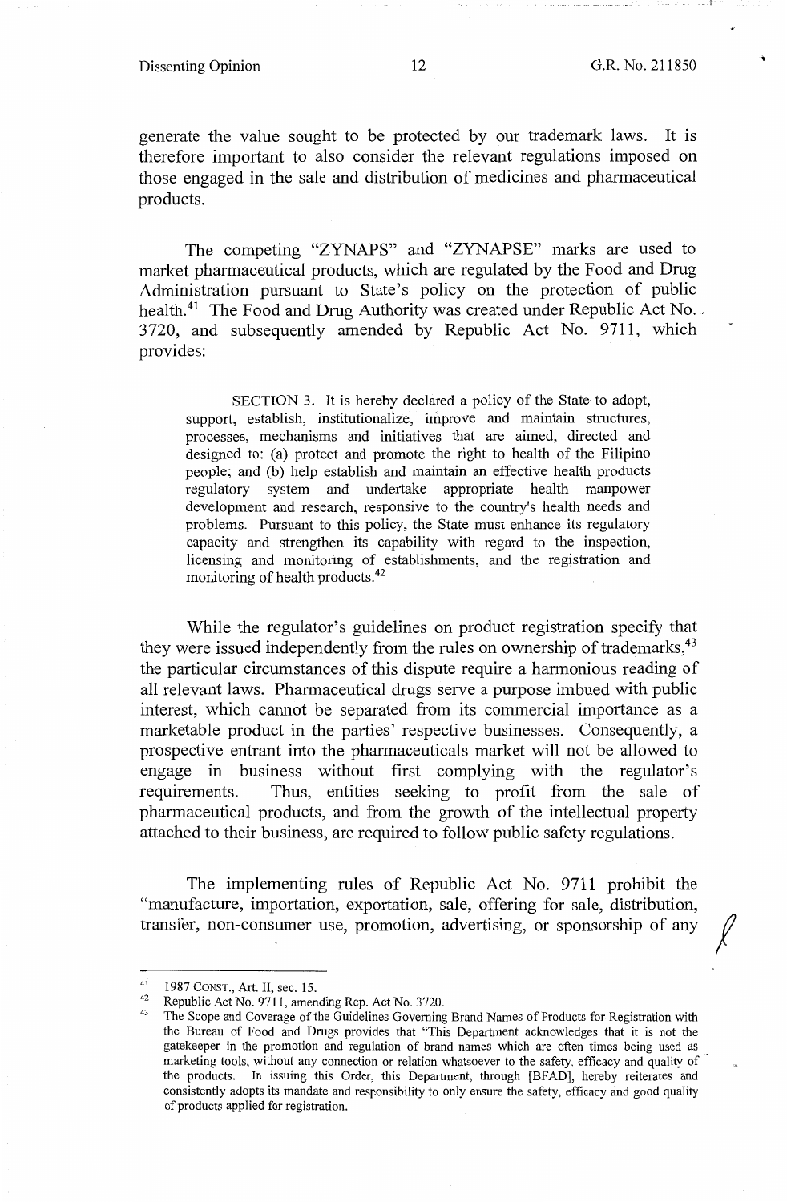generate the value sought to be protected by our trademark laws. It is therefore important to also consider the relevant regulations imposed on those engaged in the sale and distribution of medicines and pharmaceutical products.

The competing "ZYNAPS" and "ZYNAPSE" marks are used to market pharmaceutical products, which are regulated by the Food and Drug Administration pursuant to State's policy on the protection of public health.[41] The Food and Drug Authority was created under Republic Act No. 3720, and subsequently amended by Republic Act No. 9711, which provides:

> SECTION 3. It is hereby declared a policy of the State to adopt, support, establish, institutionalize, improve and maintain structures, processes, mechanisms and initiatives that are aimed, directed and designed to: (a) protect and promote the right to health of the Filipino people; and (b) help establish and maintain an effective health products regulatory system and undertake appropriate health manpower development and research, responsive to the country's health needs and problems. Pursuant to this policy, the State must enhance its regulatory capacity and strengthen its capability with regard to the inspection, licensing and monitoring of establishments, and the registration and monitoring of health products.[42]

While the regulator's guidelines on product registration specify that they were issued independently from the rules on ownership of trademarks,[43] the particular circumstances of this dispute require a harmonious reading of all relevant laws. Pharmaceutical drugs serve a purpose imbued with public interest, which cannot be separated from its commercial importance as a marketable product in the parties' respective businesses. Consequently, a prospective entrant into the pharmaceuticals market will not be allowed to engage in business without first complying with the regulator's requirements. Thus, entities seeking to profit from the sale of pharmaceutical products, and from the growth of the intellectual property attached to their business, are required to follow public safety regulations.

The implementing rules of Republic Act No. 9711 prohibit the "manufacture, importation, exportation, sale, offering for sale, distribution, transfer, non-consumer use, promotion, advertising, or sponsorship of any

---

[41] 1987 CONST., Art. II, sec. 15.

[42] Republic Act No. 9711, amending Rep. Act No. 3720.

[43] The Scope and Coverage of the Guidelines Governing Brand Names of Products for Registration with the Bureau of Food and Drugs provides that "This Department acknowledges that it is not the gatekeeper in the promotion and regulation of brand names which are often times being used as marketing tools, without any connection or relation whatsoever to the safety, efficacy and quality of the products. In issuing this Order, this Department, through [BFAD], hereby reiterates and consistently adopts its mandate and responsibility to only ensure the safety, efficacy and good quality of products applied for registration.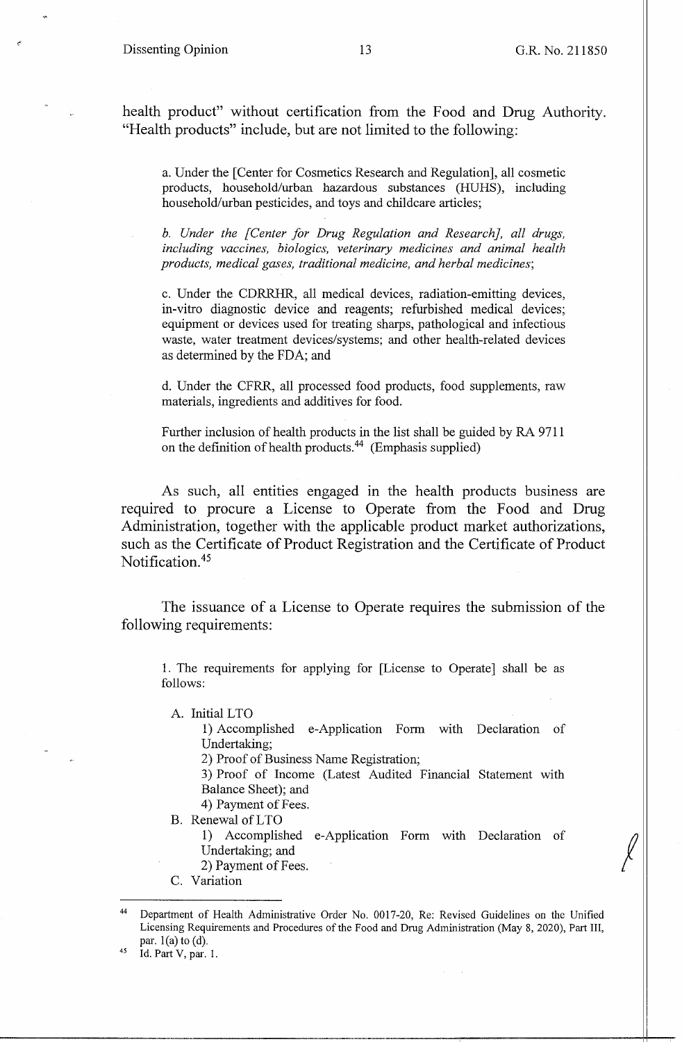health product" without certification from the Food and Drug Authority. "Health products" include, but are not limited to the following:

> a. Under the [Center for Cosmetics Research and Regulation], all cosmetic products, household/urban hazardous substances (HUHS), including household/urban pesticides, and toys and childcare articles;
>
> *b. Under the [Center for Drug Regulation and Research], all drugs, including vaccines, biologics, veterinary medicines and animal health products, medical gases, traditional medicine, and herbal medicines*;
>
> c. Under the CDRRHR, all medical devices, radiation-emitting devices, in-vitro diagnostic device and reagents; refurbished medical devices; equipment or devices used for treating sharps, pathological and infectious waste, water treatment devices/systems; and other health-related devices as determined by the FDA; and
>
> d. Under the CFRR, all processed food products, food supplements, raw materials, ingredients and additives for food.
>
> Further inclusion of health products in the list shall be guided by RA 9711 on the definition of health products.[44] (Emphasis supplied)

As such, all entities engaged in the health products business are required to procure a License to Operate from the Food and Drug Administration, together with the applicable product market authorizations, such as the Certificate of Product Registration and the Certificate of Product Notification.[45]

The issuance of a License to Operate requires the submission of the following requirements:

> 1. The requirements for applying for [License to Operate] shall be as follows:
>
> A. Initial LTO
> 1) Accomplished e-Application Form with Declaration of Undertaking;
> 2) Proof of Business Name Registration;
> 3) Proof of Income (Latest Audited Financial Statement with Balance Sheet); and
> 4) Payment of Fees.
>
> B. Renewal of LTO
> 1) Accomplished e-Application Form with Declaration of Undertaking; and
> 2) Payment of Fees.
>
> C. Variation

---

[44] Department of Health Administrative Order No. 0017-20, Re: Revised Guidelines on the Unified Licensing Requirements and Procedures of the Food and Drug Administration (May 8, 2020), Part III, par. 1(a) to (d).

[45] Id. Part V, par. 1.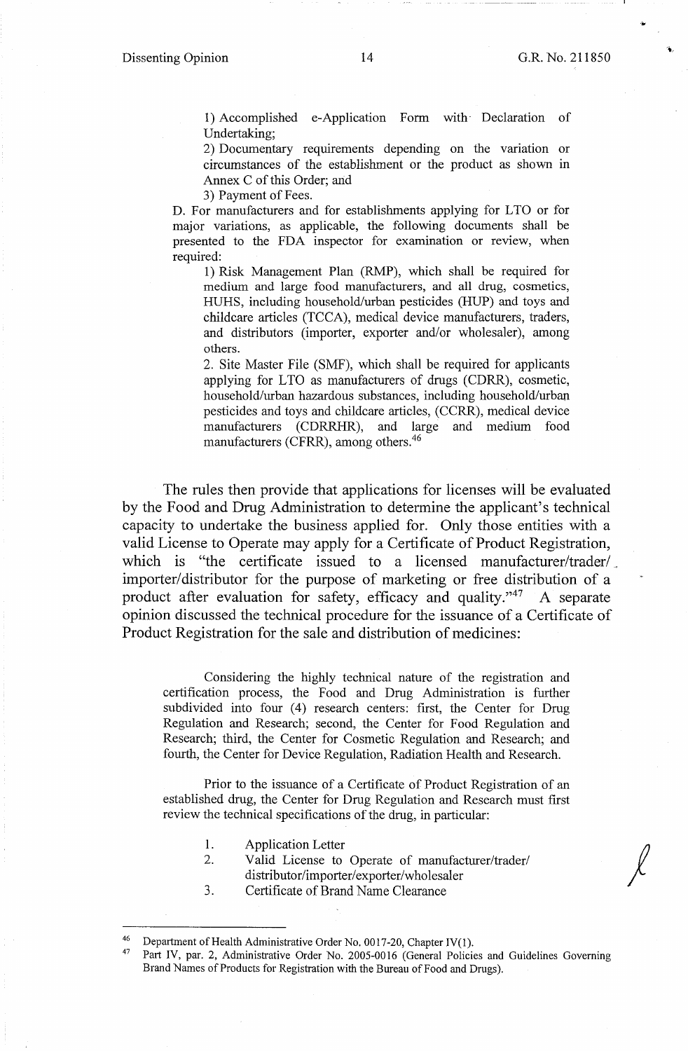1) Accomplished e-Application Form with Declaration of Undertaking;

2) Documentary requirements depending on the variation or circumstances of the establishment or the product as shown in Annex C of this Order; and

3) Payment of Fees.

D. For manufacturers and for establishments applying for LTO or for major variations, as applicable, the following documents shall be presented to the FDA inspector for examination or review, when required:

1) Risk Management Plan (RMP), which shall be required for medium and large food manufacturers, and all drug, cosmetics, HUHS, including household/urban pesticides (HUP) and toys and childcare articles (TCCA), medical device manufacturers, traders, and distributors (importer, exporter and/or wholesaler), among others.

2. Site Master File (SMF), which shall be required for applicants applying for LTO as manufacturers of drugs (CDRR), cosmetic, household/urban hazardous substances, including household/urban pesticides and toys and childcare articles, (CCRR), medical device manufacturers (CDRRHR), and large and medium food manufacturers (CFRR), among others.[46]

The rules then provide that applications for licenses will be evaluated by the Food and Drug Administration to determine the applicant's technical capacity to undertake the business applied for. Only those entities with a valid License to Operate may apply for a Certificate of Product Registration, which is "the certificate issued to a licensed manufacturer/trader/importer/distributor for the purpose of marketing or free distribution of a product after evaluation for safety, efficacy and quality."[47] A separate opinion discussed the technical procedure for the issuance of a Certificate of Product Registration for the sale and distribution of medicines:

> Considering the highly technical nature of the registration and certification process, the Food and Drug Administration is further subdivided into four (4) research centers: first, the Center for Drug Regulation and Research; second, the Center for Food Regulation and Research; third, the Center for Cosmetic Regulation and Research; and fourth, the Center for Device Regulation, Radiation Health and Research.
>
> Prior to the issuance of a Certificate of Product Registration of an established drug, the Center for Drug Regulation and Research must first review the technical specifications of the drug, in particular:
>
> 1. Application Letter
> 2. Valid License to Operate of manufacturer/trader/distributor/importer/exporter/wholesaler
> 3. Certificate of Brand Name Clearance

---

[46] Department of Health Administrative Order No. 0017-20, Chapter IV(1).

[47] Part IV, par. 2, Administrative Order No. 2005-0016 (General Policies and Guidelines Governing Brand Names of Products for Registration with the Bureau of Food and Drugs).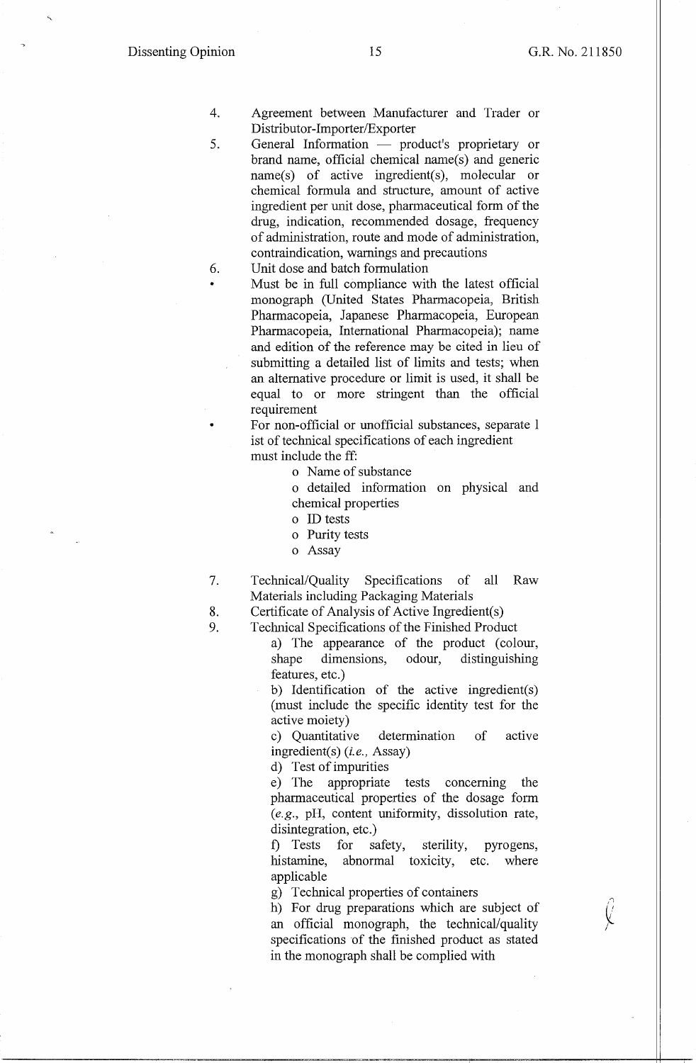4. Agreement between Manufacturer and Trader or Distributor-Importer/Exporter
5. General Information — product's proprietary or brand name, official chemical name(s) and generic name(s) of active ingredient(s), molecular or chemical formula and structure, amount of active ingredient per unit dose, pharmaceutical form of the drug, indication, recommended dosage, frequency of administration, route and mode of administration, contraindication, warnings and precautions
6. Unit dose and batch formulation
   - Must be in full compliance with the latest official monograph (United States Pharmacopeia, British Pharmacopeia, Japanese Pharmacopeia, European Pharmacopeia, International Pharmacopeia); name and edition of the reference may be cited in lieu of submitting a detailed list of limits and tests; when an alternative procedure or limit is used, it shall be equal to or more stringent than the official requirement
   - For non-official or unofficial substances, separate l ist of technical specifications of each ingredient must include the ff:
     - o Name of substance
     - o detailed information on physical and chemical properties
     - o ID tests
     - o Purity tests
     - o Assay
7. Technical/Quality Specifications of all Raw Materials including Packaging Materials
8. Certificate of Analysis of Active Ingredient(s)
9. Technical Specifications of the Finished Product

   a) The appearance of the product (colour, shape dimensions, odour, distinguishing features, etc.)

   b) Identification of the active ingredient(s) (must include the specific identity test for the active moiety)

   c) Quantitative determination of active ingredient(s) (*i.e.,* Assay)

   d) Test of impurities

   e) The appropriate tests concerning the pharmaceutical properties of the dosage form (*e.g.,* pH, content uniformity, dissolution rate, disintegration, etc.)

   f) Tests for safety, sterility, pyrogens, histamine, abnormal toxicity, etc. where applicable

   g) Technical properties of containers

   h) For drug preparations which are subject of an official monograph, the technical/quality specifications of the finished product as stated in the monograph shall be complied with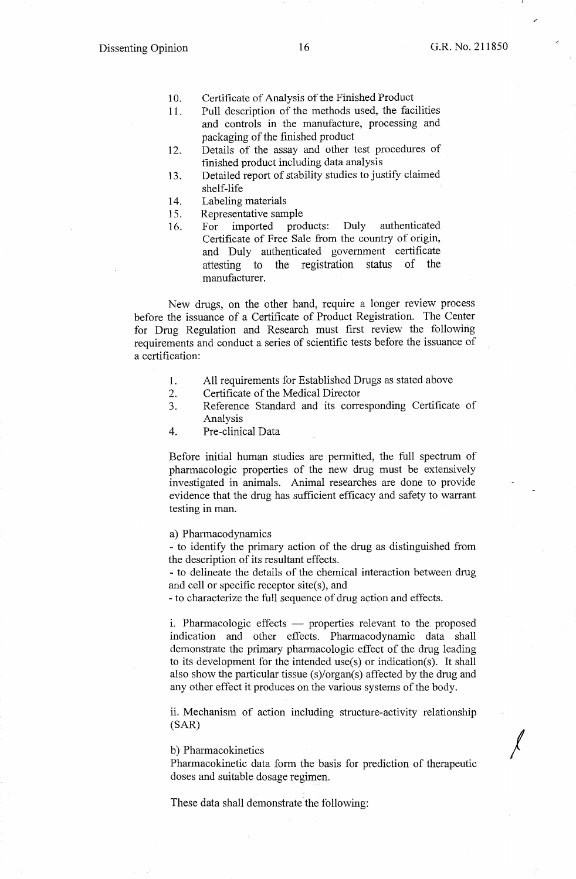10. Certificate of Analysis of the Finished Product
11. Pull description of the methods used, the facilities and controls in the manufacture, processing and packaging of the finished product
12. Details of the assay and other test procedures of finished product including data analysis
13. Detailed report of stability studies to justify claimed shelf-life
14. Labeling materials
15. Representative sample
16. For imported products: Duly authenticated Certificate of Free Sale from the country of origin, and Duly authenticated government certificate attesting to the registration status of the manufacturer.

New drugs, on the other hand, require a longer review process before the issuance of a Certificate of Product Registration. The Center for Drug Regulation and Research must first review the following requirements and conduct a series of scientific tests before the issuance of a certification:

1. All requirements for Established Drugs as stated above
2. Certificate of the Medical Director
3. Reference Standard and its corresponding Certificate of Analysis
4. Pre-clinical Data

Before initial human studies are permitted, the full spectrum of pharmacologic properties of the new drug must be extensively investigated in animals. Animal researches are done to provide evidence that the drug has sufficient efficacy and safety to warrant testing in man.

a) Pharmacodynamics
- to identify the primary action of the drug as distinguished from the description of its resultant effects.
- to delineate the details of the chemical interaction between drug and cell or specific receptor site(s), and
- to characterize the full sequence of drug action and effects.

i. Pharmacologic effects — properties relevant to the proposed indication and other effects. Pharmacodynamic data shall demonstrate the primary pharmacologic effect of the drug leading to its development for the intended use(s) or indication(s). It shall also show the particular tissue (s)/organ(s) affected by the drug and any other effect it produces on the various systems of the body.

ii. Mechanism of action including structure-activity relationship (SAR)

b) Pharmacokinetics
Pharmacokinetic data form the basis for prediction of therapeutic doses and suitable dosage regimen.

These data shall demonstrate the following: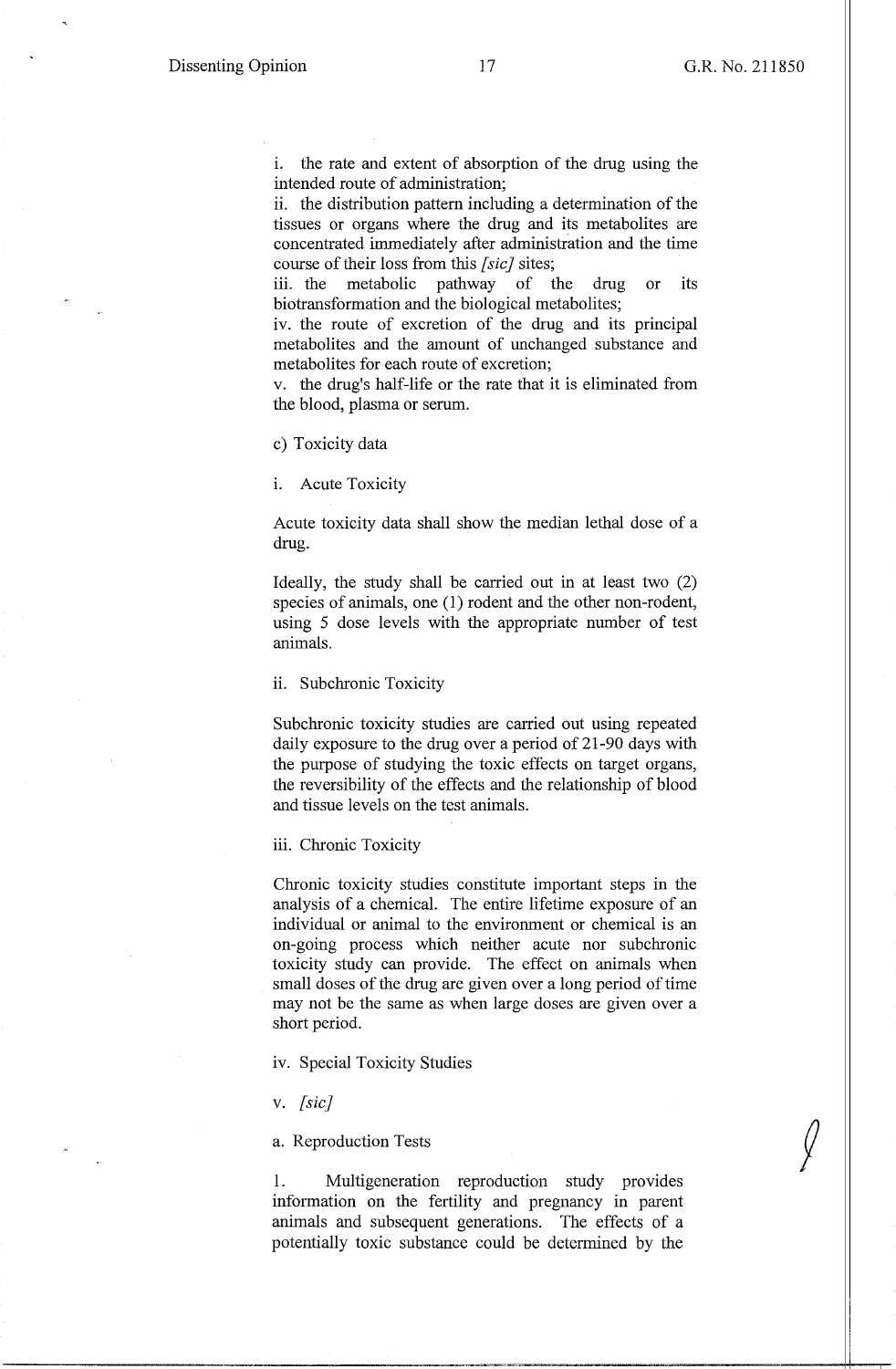i. the rate and extent of absorption of the drug using the intended route of administration;

ii. the distribution pattern including a determination of the tissues or organs where the drug and its metabolites are concentrated immediately after administration and the time course of their loss from this *[sic]* sites;

iii. the metabolic pathway of the drug or its biotransformation and the biological metabolites;

iv. the route of excretion of the drug and its principal metabolites and the amount of unchanged substance and metabolites for each route of excretion;

v. the drug's half-life or the rate that it is eliminated from the blood, plasma or serum.

c) Toxicity data

i. Acute Toxicity

Acute toxicity data shall show the median lethal dose of a drug.

Ideally, the study shall be carried out in at least two (2) species of animals, one (1) rodent and the other non-rodent, using 5 dose levels with the appropriate number of test animals.

ii. Subchronic Toxicity

Subchronic toxicity studies are carried out using repeated daily exposure to the drug over a period of 21-90 days with the purpose of studying the toxic effects on target organs, the reversibility of the effects and the relationship of blood and tissue levels on the test animals.

iii. Chronic Toxicity

Chronic toxicity studies constitute important steps in the analysis of a chemical. The entire lifetime exposure of an individual or animal to the environment or chemical is an on-going process which neither acute nor subchronic toxicity study can provide. The effect on animals when small doses of the drug are given over a long period of time may not be the same as when large doses are given over a short period.

iv. Special Toxicity Studies

v. *[sic]*

a. Reproduction Tests

1. Multigeneration reproduction study provides information on the fertility and pregnancy in parent animals and subsequent generations. The effects of a potentially toxic substance could be determined by the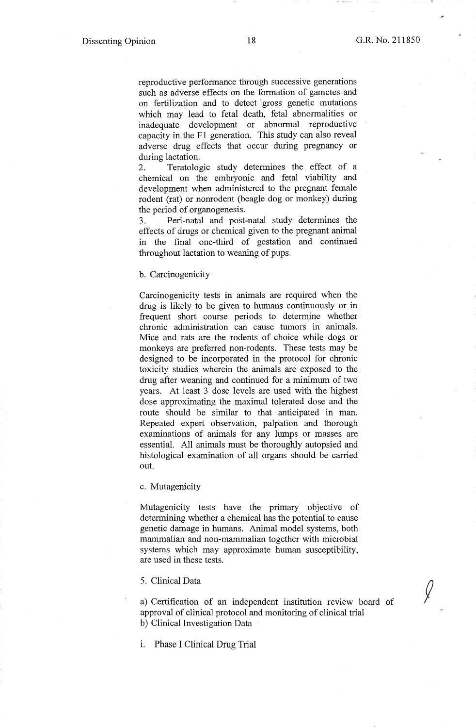reproductive performance through successive generations such as adverse effects on the formation of gametes and on fertilization and to detect gross genetic mutations which may lead to fetal death, fetal abnormalities or inadequate development or abnormal reproductive capacity in the F1 generation. This study can also reveal adverse drug effects that occur during pregnancy or during lactation.

2. Teratologic study determines the effect of a chemical on the embryonic and fetal viability and development when administered to the pregnant female rodent (rat) or nonrodent (beagle dog or monkey) during the period of organogenesis.

3. Peri-natal and post-natal study determines the effects of drugs or chemical given to the pregnant animal in the final one-third of gestation and continued throughout lactation to weaning of pups.

b. Carcinogenicity

Carcinogenicity tests in animals are required when the drug is likely to be given to humans continuously or in frequent short course periods to determine whether chronic administration can cause tumors in animals. Mice and rats are the rodents of choice while dogs or monkeys are preferred non-rodents. These tests may be designed to be incorporated in the protocol for chronic toxicity studies wherein the animals are exposed to the drug after weaning and continued for a minimum of two years. At least 3 dose levels are used with the highest dose approximating the maximal tolerated dose and the route should be similar to that anticipated in man. Repeated expert observation, palpation and thorough examinations of animals for any lumps or masses are essential. All animals must be thoroughly autopsied and histological examination of all organs should be carried out.

c. Mutagenicity

Mutagenicity tests have the primary objective of determining whether a chemical has the potential to cause genetic damage in humans. Animal model systems, both mammalian and non-mammalian together with microbial systems which may approximate human susceptibility, are used in these tests.

5. Clinical Data

a) Certification of an independent institution review board of approval of clinical protocol and monitoring of clinical trial
b) Clinical Investigation Data

i. Phase I Clinical Drug Trial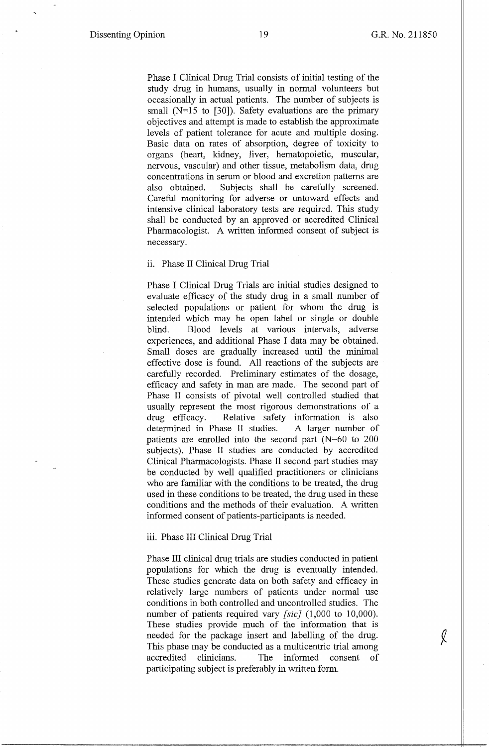Phase I Clinical Drug Trial consists of initial testing of the study drug in humans, usually in normal volunteers but occasionally in actual patients. The number of subjects is small (N=15 to [30]). Safety evaluations are the primary objectives and attempt is made to establish the approximate levels of patient tolerance for acute and multiple dosing. Basic data on rates of absorption, degree of toxicity to organs (heart, kidney, liver, hematopoietic, muscular, nervous, vascular) and other tissue, metabolism data, drug concentrations in serum or blood and excretion patterns are also obtained. Subjects shall be carefully screened. Careful monitoring for adverse or untoward effects and intensive clinical laboratory tests are required. This study shall be conducted by an approved or accredited Clinical Pharmacologist. A written informed consent of subject is necessary.

ii. Phase II Clinical Drug Trial

Phase I Clinical Drug Trials are initial studies designed to evaluate efficacy of the study drug in a small number of selected populations or patient for whom the drug is intended which may be open label or single or double blind. Blood levels at various intervals, adverse experiences, and additional Phase I data may be obtained. Small doses are gradually increased until the minimal effective dose is found. All reactions of the subjects are carefully recorded. Preliminary estimates of the dosage, efficacy and safety in man are made. The second part of Phase II consists of pivotal well controlled studied that usually represent the most rigorous demonstrations of a drug efficacy. Relative safety information is also determined in Phase II studies. A larger number of patients are enrolled into the second part (N=60 to 200 subjects). Phase II studies are conducted by accredited Clinical Pharmacologists. Phase II second part studies may be conducted by well qualified practitioners or clinicians who are familiar with the conditions to be treated, the drug used in these conditions to be treated, the drug used in these conditions and the methods of their evaluation. A written informed consent of patients-participants is needed.

iii. Phase III Clinical Drug Trial

Phase III clinical drug trials are studies conducted in patient populations for which the drug is eventually intended. These studies generate data on both safety and efficacy in relatively large numbers of patients under normal use conditions in both controlled and uncontrolled studies. The number of patients required vary *[sic]* (1,000 to 10,000). These studies provide much of the information that is needed for the package insert and labelling of the drug. This phase may be conducted as a multicentric trial among accredited clinicians. The informed consent of participating subject is preferably in written form.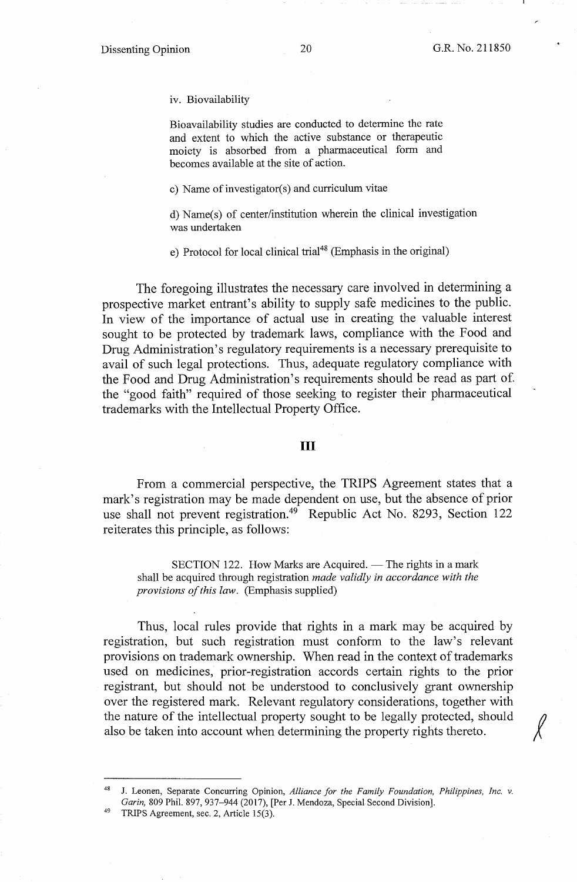iv. Biovailability

Bioavailability studies are conducted to determine the rate and extent to which the active substance or therapeutic moiety is absorbed from a pharmaceutical form and becomes available at the site of action.

c) Name of investigator(s) and curriculum vitae

d) Name(s) of center/institution wherein the clinical investigation was undertaken

e) Protocol for local clinical trial[48] (Emphasis in the original)

The foregoing illustrates the necessary care involved in determining a prospective market entrant's ability to supply safe medicines to the public. In view of the importance of actual use in creating the valuable interest sought to be protected by trademark laws, compliance with the Food and Drug Administration's regulatory requirements is a necessary prerequisite to avail of such legal protections. Thus, adequate regulatory compliance with the Food and Drug Administration's requirements should be read as part of the "good faith" required of those seeking to register their pharmaceutical trademarks with the Intellectual Property Office.

## III

From a commercial perspective, the TRIPS Agreement states that a mark's registration may be made dependent on use, but the absence of prior use shall not prevent registration.[49] Republic Act No. 8293, Section 122 reiterates this principle, as follows:

> SECTION 122. How Marks are Acquired. — The rights in a mark shall be acquired through registration *made validly in accordance with the provisions of this law*. (Emphasis supplied)

Thus, local rules provide that rights in a mark may be acquired by registration, but such registration must conform to the law's relevant provisions on trademark ownership. When read in the context of trademarks used on medicines, prior-registration accords certain rights to the prior registrant, but should not be understood to conclusively grant ownership over the registered mark. Relevant regulatory considerations, together with the nature of the intellectual property sought to be legally protected, should also be taken into account when determining the property rights thereto.

---

[48] J. Leonen, Separate Concurring Opinion, *Alliance for the Family Foundation, Philippines, Inc. v. Garin*, 809 Phil. 897, 937–944 (2017), [Per J. Mendoza, Special Second Division].

[49] TRIPS Agreement, sec. 2, Article 15(3).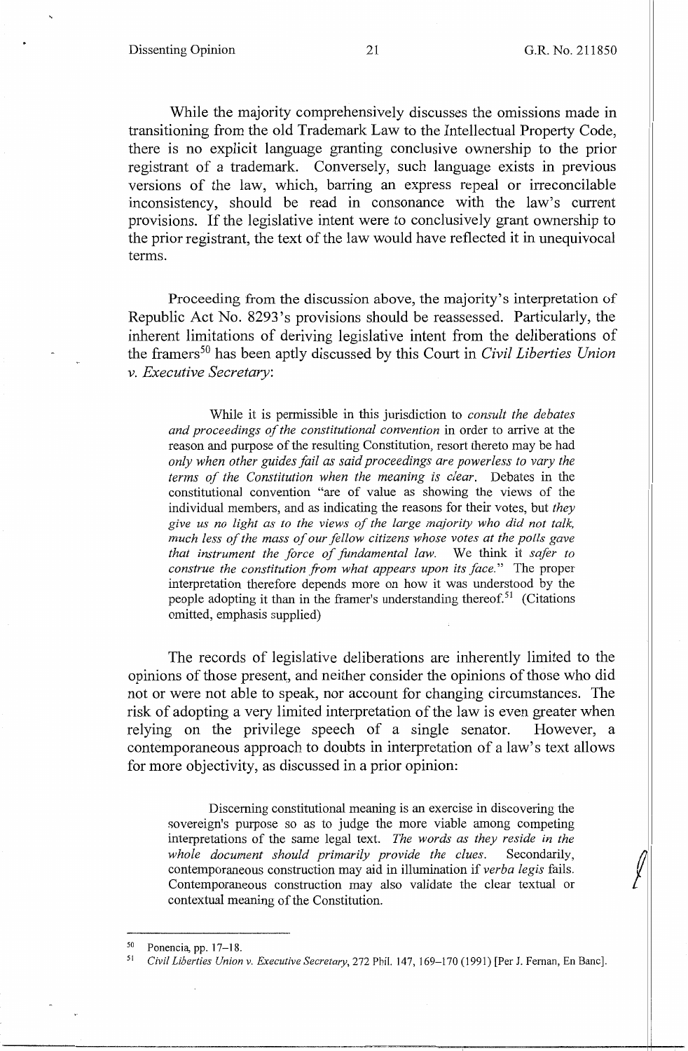While the majority comprehensively discusses the omissions made in transitioning from the old Trademark Law to the Intellectual Property Code, there is no explicit language granting conclusive ownership to the prior registrant of a trademark. Conversely, such language exists in previous versions of the law, which, barring an express repeal or irreconcilable inconsistency, should be read in consonance with the law's current provisions. If the legislative intent were to conclusively grant ownership to the prior registrant, the text of the law would have reflected it in unequivocal terms.

Proceeding from the discussion above, the majority's interpretation of Republic Act No. 8293's provisions should be reassessed. Particularly, the inherent limitations of deriving legislative intent from the deliberations of the framers[50] has been aptly discussed by this Court in *Civil Liberties Union v. Executive Secretary*:

> While it is permissible in this jurisdiction to *consult the debates and proceedings of the constitutional convention* in order to arrive at the reason and purpose of the resulting Constitution, resort thereto may be had *only when other guides fail as said proceedings are powerless to vary the terms of the Constitution when the meaning is clear*. Debates in the constitutional convention "are of value as showing the views of the individual members, and as indicating the reasons for their votes, but *they give us no light as to the views of the large majority who did not talk, much less of the mass of our fellow citizens whose votes at the polls gave that instrument the force of fundamental law*. We think it *safer to construe the constitution from what appears upon its face.*" The proper interpretation therefore depends more on how it was understood by the people adopting it than in the framer's understanding thereof.[51] (Citations omitted, emphasis supplied)

The records of legislative deliberations are inherently limited to the opinions of those present, and neither consider the opinions of those who did not or were not able to speak, nor account for changing circumstances. The risk of adopting a very limited interpretation of the law is even greater when relying on the privilege speech of a single senator. However, a contemporaneous approach to doubts in interpretation of a law's text allows for more objectivity, as discussed in a prior opinion:

> Discerning constitutional meaning is an exercise in discovering the sovereign's purpose so as to judge the more viable among competing interpretations of the same legal text. *The words as they reside in the whole document should primarily provide the clues*. Secondarily, contemporaneous construction may aid in illumination if *verba legis* fails. Contemporaneous construction may also validate the clear textual or contextual meaning of the Constitution.

---

[50] Ponencia, pp. 17–18.

[51] *Civil Liberties Union v. Executive Secretary*, 272 Phil. 147, 169–170 (1991) [Per J. Fernan, En Banc].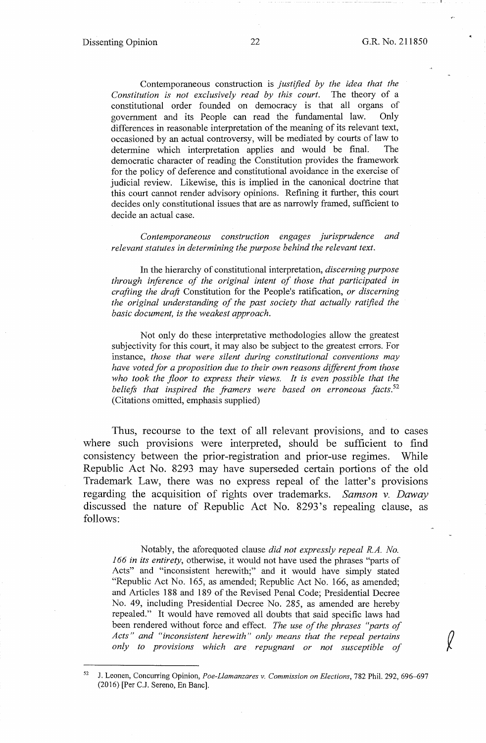Contemporaneous construction is *justified by the idea that the Constitution is not exclusively read by this court.* The theory of a constitutional order founded on democracy is that all organs of government and its People can read the fundamental law. Only differences in reasonable interpretation of the meaning of its relevant text, occasioned by an actual controversy, will be mediated by courts of law to determine which interpretation applies and would be final. The democratic character of reading the Constitution provides the framework for the policy of deference and constitutional avoidance in the exercise of judicial review. Likewise, this is implied in the canonical doctrine that this court cannot render advisory opinions. Refining it further, this court decides only constitutional issues that are as narrowly framed, sufficient to decide an actual case.

> *Contemporaneous construction engages jurisprudence and relevant statutes in determining the purpose behind the relevant text.*
>
> In the hierarchy of constitutional interpretation, *discerning purpose through inference of the original intent of those that participated in crafting the draft* Constitution for the People's ratification, *or discerning the original understanding of the past society that actually ratified the basic document, is the weakest approach.*
>
> Not only do these interpretative methodologies allow the greatest subjectivity for this court, it may also be subject to the greatest errors. For instance, *those that were silent during constitutional conventions may have voted for a proposition due to their own reasons different from those who took the floor to express their views. It is even possible that the beliefs that inspired the framers were based on erroneous facts.*[52] (Citations omitted, emphasis supplied)

Thus, recourse to the text of all relevant provisions, and to cases where such provisions were interpreted, should be sufficient to find consistency between the prior-registration and prior-use regimes. While Republic Act No. 8293 may have superseded certain portions of the old Trademark Law, there was no express repeal of the latter's provisions regarding the acquisition of rights over trademarks. *Samson v. Daway* discussed the nature of Republic Act No. 8293's repealing clause, as follows:

> Notably, the aforequoted clause *did not expressly repeal R.A. No. 166 in its entirety*, otherwise, it would not have used the phrases "parts of Acts" and "inconsistent herewith;" and it would have simply stated "Republic Act No. 165, as amended; Republic Act No. 166, as amended; and Articles 188 and 189 of the Revised Penal Code; Presidential Decree No. 49, including Presidential Decree No. 285, as amended are hereby repealed." It would have removed all doubts that said specific laws had been rendered without force and effect. *The use of the phrases "parts of Acts" and "inconsistent herewith" only means that the repeal pertains only to provisions which are repugnant or not susceptible of*

---

[52] J. Leonen, Concurring Opinion, *Poe-Llamanzares v. Commission on Elections*, 782 Phil. 292, 696–697 (2016) [Per C.J. Sereno, En Banc].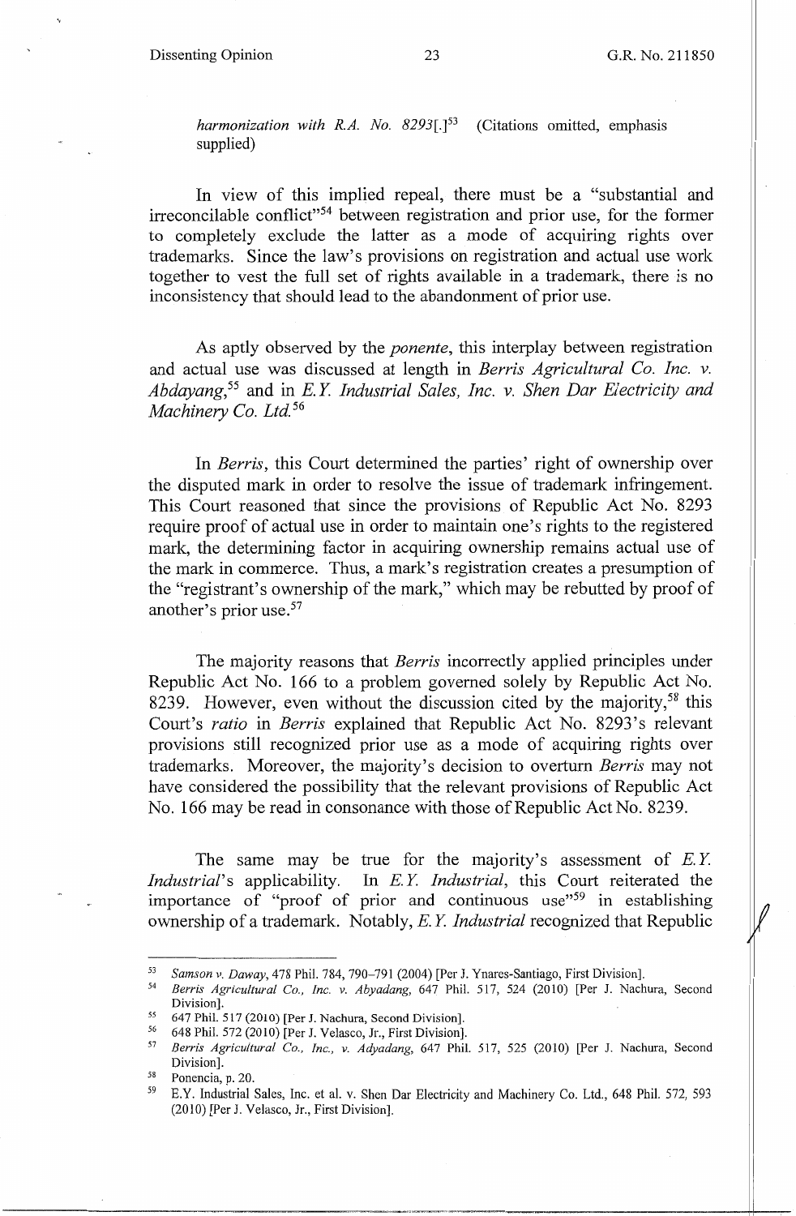*harmonization with R.A. No. 8293*[.][53] (Citations omitted, emphasis supplied)

In view of this implied repeal, there must be a "substantial and irreconcilable conflict"[54] between registration and prior use, for the former to completely exclude the latter as a mode of acquiring rights over trademarks. Since the law's provisions on registration and actual use work together to vest the full set of rights available in a trademark, there is no inconsistency that should lead to the abandonment of prior use.

As aptly observed by the *ponente*, this interplay between registration and actual use was discussed at length in *Berris Agricultural Co. Inc. v. Abdayang*,[55] and in *E.Y. Industrial Sales, Inc. v. Shen Dar Electricity and Machinery Co. Ltd.*[56]

In *Berris*, this Court determined the parties' right of ownership over the disputed mark in order to resolve the issue of trademark infringement. This Court reasoned that since the provisions of Republic Act No. 8293 require proof of actual use in order to maintain one's rights to the registered mark, the determining factor in acquiring ownership remains actual use of the mark in commerce. Thus, a mark's registration creates a presumption of the "registrant's ownership of the mark," which may be rebutted by proof of another's prior use.[57]

The majority reasons that *Berris* incorrectly applied principles under Republic Act No. 166 to a problem governed solely by Republic Act No. 8239. However, even without the discussion cited by the majority,[58] this Court's *ratio* in *Berris* explained that Republic Act No. 8293's relevant provisions still recognized prior use as a mode of acquiring rights over trademarks. Moreover, the majority's decision to overturn *Berris* may not have considered the possibility that the relevant provisions of Republic Act No. 166 may be read in consonance with those of Republic Act No. 8239.

The same may be true for the majority's assessment of *E.Y. Industrial*'s applicability. In *E.Y. Industrial*, this Court reiterated the importance of "proof of prior and continuous use"[59] in establishing ownership of a trademark. Notably, *E.Y. Industrial* recognized that Republic

---

[53] *Samson v. Daway*, 478 Phil. 784, 790–791 (2004) [Per J. Ynares-Santiago, First Division].

[54] *Berris Agricultural Co., Inc. v. Abyadang*, 647 Phil. 517, 524 (2010) [Per J. Nachura, Second Division].

[55] 647 Phil. 517 (2010) [Per J. Nachura, Second Division].

[56] 648 Phil. 572 (2010) [Per J. Velasco, Jr., First Division].

[57] *Berris Agricultural Co., Inc., v. Adyadang*, 647 Phil. 517, 525 (2010) [Per J. Nachura, Second Division].

[58] Ponencia, p. 20.

[59] E.Y. Industrial Sales, Inc. et al. v. Shen Dar Electricity and Machinery Co. Ltd., 648 Phil. 572, 593 (2010) [Per J. Velasco, Jr., First Division].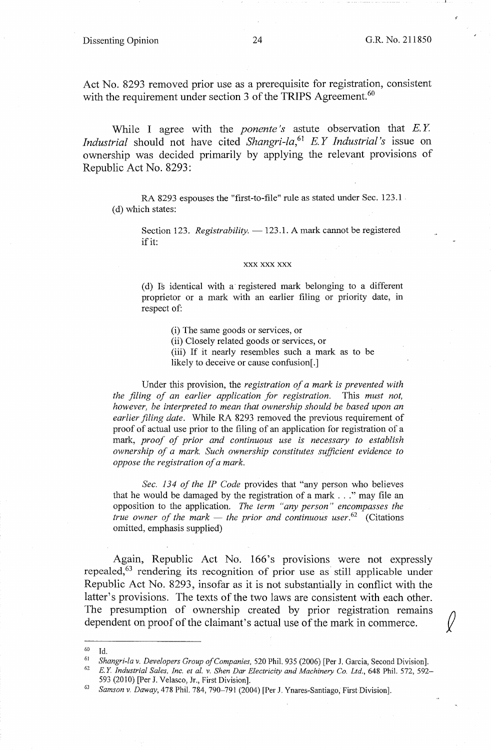Act No. 8293 removed prior use as a prerequisite for registration, consistent with the requirement under section 3 of the TRIPS Agreement.[60]

While I agree with the *ponente's* astute observation that *E.Y. Industrial* should not have cited *Shangri-la*,[61] *E.Y Industrial's* issue on ownership was decided primarily by applying the relevant provisions of Republic Act No. 8293:

> RA 8293 espouses the "first-to-file" rule as stated under Sec. 123.1 (d) which states:
>
> > Section 123. *Registrability.* — 123.1. A mark cannot be registered if it:
> >
> > xxx xxx xxx
> >
> > (d) Is identical with a registered mark belonging to a different proprietor or a mark with an earlier filing or priority date, in respect of:
> >
> > > (i) The same goods or services, or
> > > (ii) Closely related goods or services, or
> > > (iii) If it nearly resembles such a mark as to be likely to deceive or cause confusion[.]
>
> Under this provision, the *registration of a mark is prevented with the filing of an earlier application for registration.* This *must not, however, be interpreted to mean that ownership should be based upon an earlier filing date.* While RA 8293 removed the previous requirement of proof of actual use prior to the filing of an application for registration of a mark, *proof of prior and continuous use is necessary to establish ownership of a mark. Such ownership constitutes sufficient evidence to oppose the registration of a mark.*
>
> *Sec. 134 of the IP Code* provides that "any person who believes that he would be damaged by the registration of a mark . . ." may file an opposition to the application. *The term "any person" encompasses the true owner of the mark — the prior and continuous user.*[62] (Citations omitted, emphasis supplied)

Again, Republic Act No. 166's provisions were not expressly repealed,[63] rendering its recognition of prior use as still applicable under Republic Act No. 8293, insofar as it is not substantially in conflict with the latter's provisions. The texts of the two laws are consistent with each other. The presumption of ownership created by prior registration remains dependent on proof of the claimant's actual use of the mark in commerce.

---

[60] Id.

[61] *Shangri-la v. Developers Group of Companies*, 520 Phil. 935 (2006) [Per J. Garcia, Second Division].

[62] *E.Y. Industrial Sales, Inc. et al. v. Shen Dar Electricity and Machinery Co. Ltd.*, 648 Phil. 572, 592–593 (2010) [Per J. Velasco, Jr., First Division].

[63] *Samson v. Daway*, 478 Phil. 784, 790–791 (2004) [Per J. Ynares-Santiago, First Division].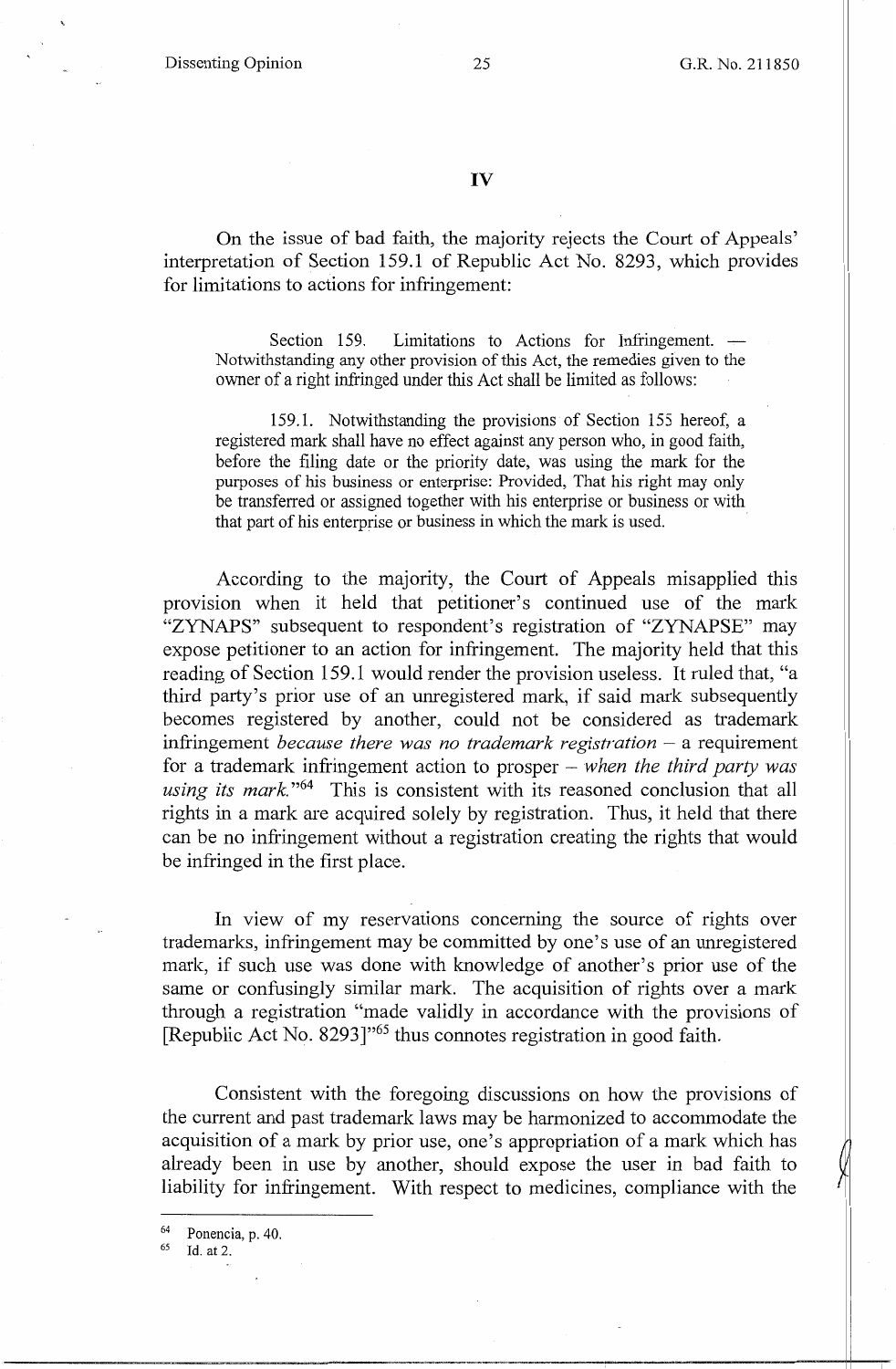## IV

On the issue of bad faith, the majority rejects the Court of Appeals' interpretation of Section 159.1 of Republic Act No. 8293, which provides for limitations to actions for infringement:

> Section 159. Limitations to Actions for Infringement. — Notwithstanding any other provision of this Act, the remedies given to the owner of a right infringed under this Act shall be limited as follows:
>
> 159.1. Notwithstanding the provisions of Section 155 hereof, a registered mark shall have no effect against any person who, in good faith, before the filing date or the priority date, was using the mark for the purposes of his business or enterprise: Provided, That his right may only be transferred or assigned together with his enterprise or business or with that part of his enterprise or business in which the mark is used.

According to the majority, the Court of Appeals misapplied this provision when it held that petitioner's continued use of the mark "ZYNAPS" subsequent to respondent's registration of "ZYNAPSE" may expose petitioner to an action for infringement. The majority held that this reading of Section 159.1 would render the provision useless. It ruled that, "a third party's prior use of an unregistered mark, if said mark subsequently becomes registered by another, could not be considered as trademark infringement *because there was no trademark registration* – a requirement for a trademark infringement action to prosper – *when the third party was using its mark*."[64] This is consistent with its reasoned conclusion that all rights in a mark are acquired solely by registration. Thus, it held that there can be no infringement without a registration creating the rights that would be infringed in the first place.

In view of my reservations concerning the source of rights over trademarks, infringement may be committed by one's use of an unregistered mark, if such use was done with knowledge of another's prior use of the same or confusingly similar mark. The acquisition of rights over a mark through a registration "made validly in accordance with the provisions of [Republic Act No. 8293]"[65] thus connotes registration in good faith.

Consistent with the foregoing discussions on how the provisions of the current and past trademark laws may be harmonized to accommodate the acquisition of a mark by prior use, one's appropriation of a mark which has already been in use by another, should expose the user in bad faith to liability for infringement. With respect to medicines, compliance with the

---

[64] Ponencia, p. 40.

[65] Id. at 2.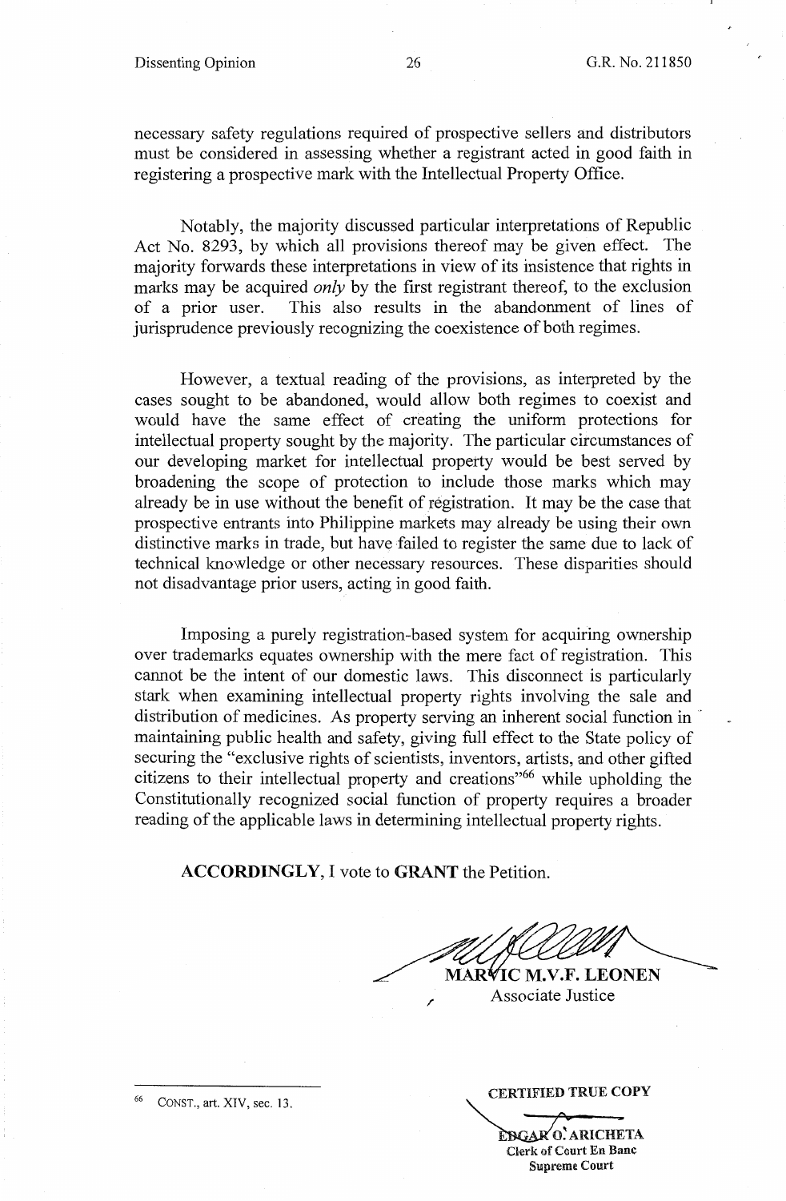necessary safety regulations required of prospective sellers and distributors must be considered in assessing whether a registrant acted in good faith in registering a prospective mark with the Intellectual Property Office.

Notably, the majority discussed particular interpretations of Republic Act No. 8293, by which all provisions thereof may be given effect. The majority forwards these interpretations in view of its insistence that rights in marks may be acquired *only* by the first registrant thereof, to the exclusion of a prior user. This also results in the abandonment of lines of jurisprudence previously recognizing the coexistence of both regimes.

However, a textual reading of the provisions, as interpreted by the cases sought to be abandoned, would allow both regimes to coexist and would have the same effect of creating the uniform protections for intellectual property sought by the majority. The particular circumstances of our developing market for intellectual property would be best served by broadening the scope of protection to include those marks which may already be in use without the benefit of registration. It may be the case that prospective entrants into Philippine markets may already be using their own distinctive marks in trade, but have failed to register the same due to lack of technical knowledge or other necessary resources. These disparities should not disadvantage prior users, acting in good faith.

Imposing a purely registration-based system for acquiring ownership over trademarks equates ownership with the mere fact of registration. This cannot be the intent of our domestic laws. This disconnect is particularly stark when examining intellectual property rights involving the sale and distribution of medicines. As property serving an inherent social function in maintaining public health and safety, giving full effect to the State policy of securing the "exclusive rights of scientists, inventors, artists, and other gifted citizens to their intellectual property and creations"[66] while upholding the Constitutionally recognized social function of property requires a broader reading of the applicable laws in determining intellectual property rights.

**ACCORDINGLY**, I vote to **GRANT** the Petition.

**MARVIC M.V.F. LEONEN**
Associate Justice

---

[66] CONST., art. XIV, sec. 13.

**CERTIFIED TRUE COPY**

**EDGAR O. ARICHETA**
Clerk of Court En Banc
Supreme Court